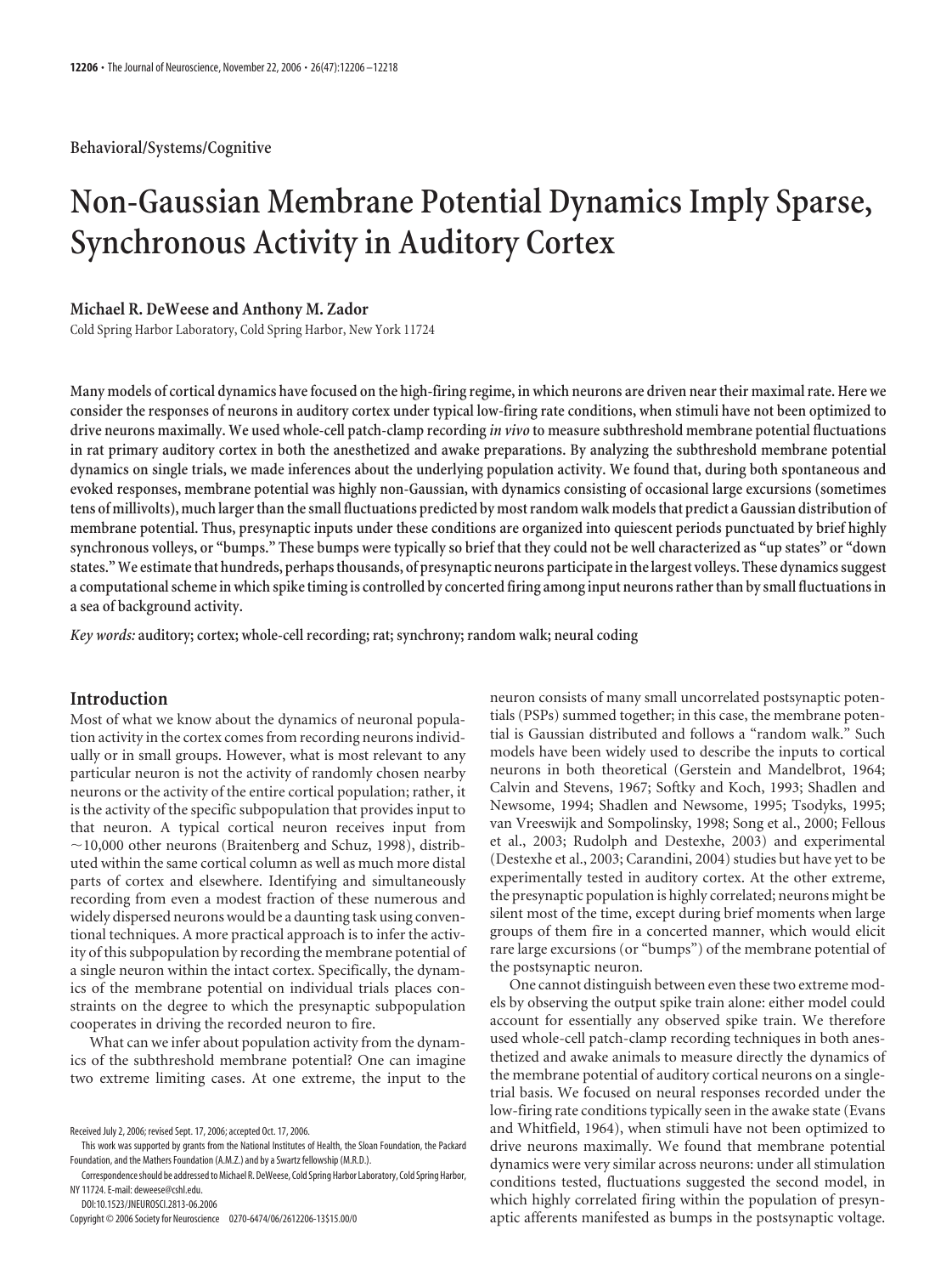Behavioral/Systems/Cognitive

# Non-Gaussian Membrane Potential Dynamics Imply Sparse, Synchronous Activity in Auditory Cortex

**Michael R. DeWeese and Anthony M. Zador**

Cold Spring Harbor Laboratory, Cold Spring Harbor, New York 11724

**Many models of cortical dynamics have focused on the high-firing regime, in which neurons are driven near their maximal rate. Here we consider the responses of neurons in auditory cortex under typical low-firing rate conditions, when stimuli have not been optimized to drive neurons maximally. We used whole-cell patch-clamp recording *in vivo* to measure subthreshold membrane potential fluctuations in rat primary auditory cortex in both the anesthetized and awake preparations. By analyzing the subthreshold membrane potential dynamics on single trials, we made inferences about the underlying population activity. We found that, during both spontaneous and evoked responses, membrane potential was highly non-Gaussian, with dynamics consisting of occasional large excursions (sometimes tens of millivolts), much larger than the small fluctuations predicted by most random walk models that predict a Gaussian distribution of membrane potential. Thus, presynaptic inputs under these conditions are organized into quiescent periods punctuated by brief highly synchronous volleys, or "bumps." These bumps were typically so brief that they could not be well characterized as "up states" or "down states." We estimate that hundreds, perhaps thousands, of presynaptic neurons participate in the largest volleys. These dynamics suggest a computational scheme in which spike timing is controlled by concerted firing among input neurons rather than by small fluctuations in a sea of background activity.**

*Key words:* **auditory; cortex; whole-cell recording; rat; synchrony; random walk; neural coding**

## Introduction

Most of what we know about the dynamics of neuronal population activity in the cortex comes from recording neurons individually or in small groups. However, what is most relevant to any particular neuron is not the activity of randomly chosen nearby neurons or the activity of the entire cortical population; rather, it is the activity of the specific subpopulation that provides input to that neuron. A typical cortical neuron receives input from ~10,000 other neurons (Braitenberg and Schuz, 1998), distributed within the same cortical column as well as much more distal parts of cortex and elsewhere. Identifying and simultaneously recording from even a modest fraction of these numerous and widely dispersed neurons would be a daunting task using conventional techniques. A more practical approach is to infer the activity of this subpopulation by recording the membrane potential of a single neuron within the intact cortex. Specifically, the dynamics of the membrane potential on individual trials places constraints on the degree to which the presynaptic subpopulation cooperates in driving the recorded neuron to fire.

What can we infer about population activity from the dynamics of the subthreshold membrane potential? One can imagine two extreme limiting cases. At one extreme, the input to the neuron consists of many small uncorrelated postsynaptic potentials (PSPs) summed together; in this case, the membrane potential is Gaussian distributed and follows a "random walk." Such models have been widely used to describe the inputs to cortical neurons in both theoretical (Gerstein and Mandelbrot, 1964; Calvin and Stevens, 1967; Softky and Koch, 1993; Shadlen and Newsome, 1994; Shadlen and Newsome, 1995; Tsodyks, 1995; van Vreeswijk and Sompolinsky, 1998; Song et al., 2000; Fellous et al., 2003; Rudolph and Destexhe, 2003) and experimental (Destexhe et al., 2003; Carandini, 2004) studies but have yet to be experimentally tested in auditory cortex. At the other extreme, the presynaptic population is highly correlated; neurons might be silent most of the time, except during brief moments when large groups of them fire in a concerted manner, which would elicit rare large excursions (or "bumps") of the membrane potential of the postsynaptic neuron.

One cannot distinguish between even these two extreme models by observing the output spike train alone: either model could account for essentially any observed spike train. We therefore used whole-cell patch-clamp recording techniques in both anesthetized and awake animals to measure directly the dynamics of the membrane potential of auditory cortical neurons on a single-trial basis. We focused on neural responses recorded under the low-firing rate conditions typically seen in the awake state (Evans and Whitfield, 1964), when stimuli have not been optimized to drive neurons maximally. We found that membrane potential dynamics were very similar across neurons: under all stimulation conditions tested, fluctuations suggested the second model, in which highly correlated firing within the population of presynaptic afferents manifested as bumps in the postsynaptic voltage.

Received July 2, 2006; revised Sept. 17, 2006; accepted Oct. 17, 2006.

This work was supported by grants from the National Institutes of Health, the Sloan Foundation, the Packard Foundation, and the Mathers Foundation (A.M.Z.) and by a Swartz fellowship (M.R.D.).

Correspondence should be addressed to Michael R. DeWeese, Cold Spring Harbor Laboratory, Cold Spring Harbor, NY 11724. E-mail: deweese@cshl.edu.

DOI:10.1523/JNEUROSCI.2813-06.2006

Copyright © 2006 Society for Neuroscience 0270-6474/06/2612206-13$15.00/0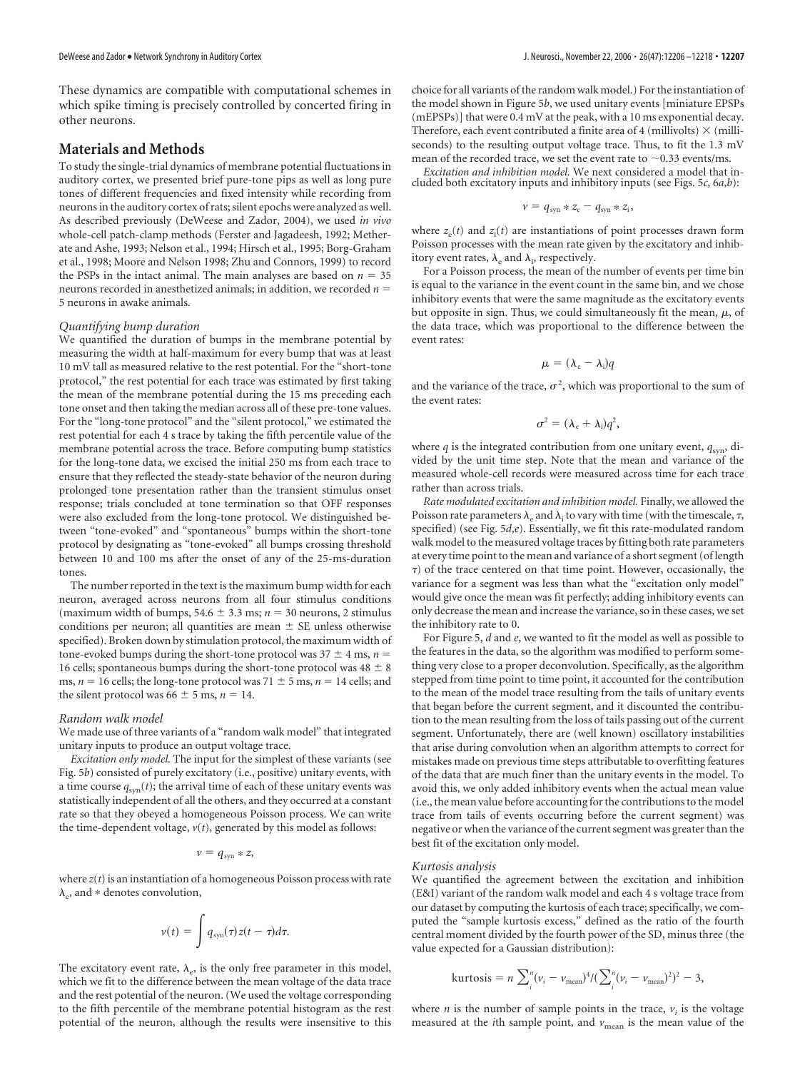These dynamics are compatible with computational schemes in which spike timing is precisely controlled by concerted firing in other neurons.

## Materials and Methods

To study the single-trial dynamics of membrane potential fluctuations in auditory cortex, we presented brief pure-tone pips as well as long pure tones of different frequencies and fixed intensity while recording from neurons in the auditory cortex of rats; silent epochs were analyzed as well. As described previously (DeWeese and Zador, 2004), we used *in vivo* whole-cell patch-clamp methods (Ferster and Jagadeesh, 1992; Metherate and Ashe, 1993; Nelson et al., 1994; Hirsch et al., 1995; Borg-Graham et al., 1998; Moore and Nelson 1998; Zhu and Connors, 1999) to record the PSPs in the intact animal. The main analyses are based on $n = 35$ neurons recorded in anesthetized animals; in addition, we recorded $n = 5$ neurons in awake animals.

### Quantifying bump duration

We quantified the duration of bumps in the membrane potential by measuring the width at half-maximum for every bump that was at least 10 mV tall as measured relative to the rest potential. For the "short-tone protocol," the rest potential for each trace was estimated by first taking the mean of the membrane potential during the 15 ms preceding each tone onset and then taking the median across all of these pre-tone values. For the "long-tone protocol" and the "silent protocol," we estimated the rest potential for each 4 s trace by taking the fifth percentile value of the membrane potential across the trace. Before computing bump statistics for the long-tone data, we excised the initial 250 ms from each trace to ensure that they reflected the steady-state behavior of the neuron during prolonged tone presentation rather than the transient stimulus onset response; trials concluded at tone termination so that OFF responses were also excluded from the long-tone protocol. We distinguished between "tone-evoked" and "spontaneous" bumps within the short-tone protocol by designating as "tone-evoked" all bumps crossing threshold between 10 and 100 ms after the onset of any of the 25-ms-duration tones.

The number reported in the text is the maximum bump width for each neuron, averaged across neurons from all four stimulus conditions (maximum width of bumps, $54.6 \pm 3.3$ ms; $n = 30$ neurons, 2 stimulus conditions per neuron; all quantities are mean $\pm$ SE unless otherwise specified). Broken down by stimulation protocol, the maximum width of tone-evoked bumps during the short-tone protocol was $37 \pm 4$ ms, $n = 16$ cells; spontaneous bumps during the short-tone protocol was $48 \pm 8$ ms, $n = 16$ cells; the long-tone protocol was $71 \pm 5$ ms, $n = 14$ cells; and the silent protocol was $66 \pm 5$ ms, $n = 14$.

### Random walk model

We made use of three variants of a "random walk model" that integrated unitary inputs to produce an output voltage trace.

*Excitation only model.* The input for the simplest of these variants (see Fig. 5*b*) consisted of purely excitatory (i.e., positive) unitary events, with a time course $q_{syn}(t)$; the arrival time of each of these unitary events was statistically independent of all the others, and they occurred at a constant rate so that they obeyed a homogeneous Poisson process. We can write the time-dependent voltage, $v(t)$, generated by this model as follows:

$$v = q_{syn} * z,$$

where $z(t)$ is an instantiation of a homogeneous Poisson process with rate $\lambda_e$, and $*$ denotes convolution,

$$v(t) = \int q_{syn}(\tau) z(t - \tau) d\tau.$$

The excitatory event rate, $\lambda_e$, is the only free parameter in this model, which we fit to the difference between the mean voltage of the data trace and the rest potential of the neuron. (We used the voltage corresponding to the fifth percentile of the membrane potential histogram as the rest potential of the neuron, although the results were insensitive to this choice for all variants of the random walk model.) For the instantiation of the model shown in Figure 5*b*, we used unitary events [miniature EPSPs (mEPSPs)] that were 0.4 mV at the peak, with a 10 ms exponential decay. Therefore, each event contributed a finite area of 4 (millivolts) $\times$ (milliseconds) to the resulting output voltage trace. Thus, to fit the 1.3 mV mean of the recorded trace, we set the event rate to ~0.33 events/ms.

*Excitation and inhibition model.* We next considered a model that included both excitatory inputs and inhibitory inputs (see Figs. 5*c*, 6*a*,*b*):

$$v = q_{syn} * z_e - q_{syn} * z_i,$$

where $z_e(t)$ and $z_i(t)$ are instantiations of point processes drawn form Poisson processes with the mean rate given by the excitatory and inhibitory event rates, $\lambda_e$ and $\lambda_i$, respectively.

For a Poisson process, the mean of the number of events per time bin is equal to the variance in the event count in the same bin, and we chose inhibitory events that were the same magnitude as the excitatory events but opposite in sign. Thus, we could simultaneously fit the mean, $\mu$, of the data trace, which was proportional to the difference between the event rates:

$$\mu = (\lambda_e - \lambda_i)q$$

and the variance of the trace, $\sigma^2$, which was proportional to the sum of the event rates:

$$\sigma^2 = (\lambda_e + \lambda_i)q^2,$$

where $q$ is the integrated contribution from one unitary event, $q_{syn}$, divided by the unit time step. Note that the mean and variance of the measured whole-cell records were measured across time for each trace rather than across trials.

*Rate modulated excitation and inhibition model.* Finally, we allowed the Poisson rate parameters $\lambda_e$ and $\lambda_i$ to vary with time (with the timescale, $\tau$, specified) (see Fig. 5*d*,*e*). Essentially, we fit this rate-modulated random walk model to the measured voltage traces by fitting both rate parameters at every time point to the mean and variance of a short segment (of length $\tau$) of the trace centered on that time point. However, occasionally, the variance for a segment was less than what the "excitation only model" would give once the mean was fit perfectly; adding inhibitory events can only decrease the mean and increase the variance, so in these cases, we set the inhibitory rate to 0.

For Figure 5, *d* and *e*, we wanted to fit the model as well as possible to the features in the data, so the algorithm was modified to perform something very close to a proper deconvolution. Specifically, as the algorithm stepped from time point to time point, it accounted for the contribution to the mean of the model trace resulting from the tails of unitary events that began before the current segment, and it discounted the contribution to the mean resulting from the loss of tails passing out of the current segment. Unfortunately, there are (well known) oscillatory instabilities that arise during convolution when an algorithm attempts to correct for mistakes made on previous time steps attributable to overfitting features of the data that are much finer than the unitary events in the model. To avoid this, we only added inhibitory events when the actual mean value (i.e., the mean value before accounting for the contributions to the model trace from tails of events occurring before the current segment) was negative or when the variance of the current segment was greater than the best fit of the excitation only model.

### Kurtosis analysis

We quantified the agreement between the excitation and inhibition (E&I) variant of the random walk model and each 4 s voltage trace from our dataset by computing the kurtosis of each trace; specifically, we computed the "sample kurtosis excess," defined as the ratio of the fourth central moment divided by the fourth power of the SD, minus three (the value expected for a Gaussian distribution):

$$\text{kurtosis} = n \sum_i^n (v_i - v_{mean})^4 / (\sum_i^n (v_i - v_{mean})^2)^2 - 3,$$

where $n$ is the number of sample points in the trace, $v_i$ is the voltage measured at the $i$th sample point, and $v_{mean}$ is the mean value of the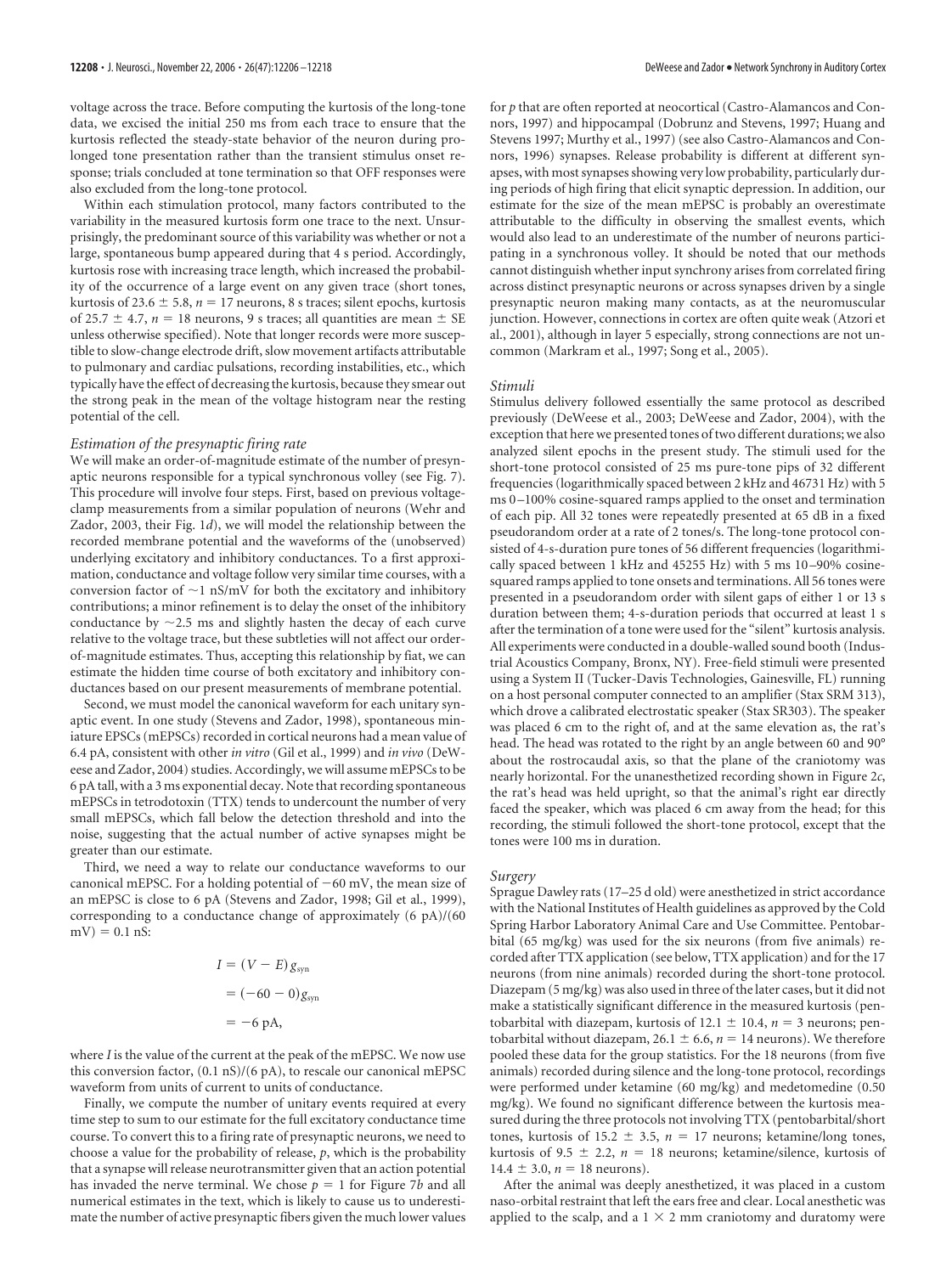voltage across the trace. Before computing the kurtosis of the long-tone data, we excised the initial 250 ms from each trace to ensure that the kurtosis reflected the steady-state behavior of the neuron during prolonged tone presentation rather than the transient stimulus onset response; trials concluded at tone termination so that OFF responses were also excluded from the long-tone protocol.

Within each stimulation protocol, many factors contributed to the variability in the measured kurtosis form one trace to the next. Unsurprisingly, the predominant source of this variability was whether or not a large, spontaneous bump appeared during that 4 s period. Accordingly, kurtosis rose with increasing trace length, which increased the probability of the occurrence of a large event on any given trace (short tones, kurtosis of 23.6 ± 5.8, $n = 17$ neurons, 8 s traces; silent epochs, kurtosis of 25.7 ± 4.7, $n = 18$ neurons, 9 s traces; all quantities are mean ± SE unless otherwise specified). Note that longer records were more susceptible to slow-change electrode drift, slow movement artifacts attributable to pulmonary and cardiac pulsations, recording instabilities, etc., which typically have the effect of decreasing the kurtosis, because they smear out the strong peak in the mean of the voltage histogram near the resting potential of the cell.

### *Estimation of the presynaptic firing rate*

We will make an order-of-magnitude estimate of the number of presynaptic neurons responsible for a typical synchronous volley (see Fig. 7). This procedure will involve four steps. First, based on previous voltage-clamp measurements from a similar population of neurons (Wehr and Zador, 2003, their Fig. 1*d*), we will model the relationship between the recorded membrane potential and the waveforms of the (unobserved) underlying excitatory and inhibitory conductances. To a first approximation, conductance and voltage follow very similar time courses, with a conversion factor of ~1 nS/mV for both the excitatory and inhibitory contributions; a minor refinement is to delay the onset of the inhibitory conductance by ~2.5 ms and slightly hasten the decay of each curve relative to the voltage trace, but these subtleties will not affect our order-of-magnitude estimates. Thus, accepting this relationship by fiat, we can estimate the hidden time course of both excitatory and inhibitory conductances based on our present measurements of membrane potential.

Second, we must model the canonical waveform for each unitary synaptic event. In one study (Stevens and Zador, 1998), spontaneous miniature EPSCs (mEPSCs) recorded in cortical neurons had a mean value of 6.4 pA, consistent with other *in vitro* (Gil et al., 1999) and *in vivo* (DeWeese and Zador, 2004) studies. Accordingly, we will assume mEPSCs to be 6 pA tall, with a 3 ms exponential decay. Note that recording spontaneous mEPSCs in tetrodotoxin (TTX) tends to undercount the number of very small mEPSCs, which fall below the detection threshold and into the noise, suggesting that the actual number of active synapses might be greater than our estimate.

Third, we need a way to relate our conductance waveforms to our canonical mEPSC. For a holding potential of −60 mV, the mean size of an mEPSC is close to 6 pA (Stevens and Zador, 1998; Gil et al., 1999), corresponding to a conductance change of approximately (6 pA)/(60 mV) = 0.1 nS:

$$
\begin{aligned}
I &= (V - E)\,g_{syn} \\
&= (-60 - 0)\,g_{syn} \\
&= -6 \text{ pA},
\end{aligned}
$$

where $I$ is the value of the current at the peak of the mEPSC. We now use this conversion factor, (0.1 nS)/(6 pA), to rescale our canonical mEPSC waveform from units of current to units of conductance.

Finally, we compute the number of unitary events required at every time step to sum to our estimate for the full excitatory conductance time course. To convert this to a firing rate of presynaptic neurons, we need to choose a value for the probability of release, $p$, which is the probability that a synapse will release neurotransmitter given that an action potential has invaded the nerve terminal. We chose $p = 1$ for Figure 7*b* and all numerical estimates in the text, which is likely to cause us to underestimate the number of active presynaptic fibers given the much lower values for $p$ that are often reported at neocortical (Castro-Alamancos and Connors, 1997) and hippocampal (Dobrunz and Stevens, 1997; Huang and Stevens 1997; Murthy et al., 1997) (see also Castro-Alamancos and Connors, 1996) synapses. Release probability is different at different synapses, with most synapses showing very low probability, particularly during periods of high firing that elicit synaptic depression. In addition, our estimate for the size of the mean mEPSC is probably an overestimate attributable to the difficulty in observing the smallest events, which would also lead to an underestimate of the number of neurons participating in a synchronous volley. It should be noted that our methods cannot distinguish whether input synchrony arises from correlated firing across distinct presynaptic neurons or across synapses driven by a single presynaptic neuron making many contacts, as at the neuromuscular junction. However, connections in cortex are often quite weak (Atzori et al., 2001), although in layer 5 especially, strong connections are not uncommon (Markram et al., 1997; Song et al., 2005).

### *Stimuli*

Stimulus delivery followed essentially the same protocol as described previously (DeWeese et al., 2003; DeWeese and Zador, 2004), with the exception that here we presented tones of two different durations; we also analyzed silent epochs in the present study. The stimuli used for the short-tone protocol consisted of 25 ms pure-tone pips of 32 different frequencies (logarithmically spaced between 2 kHz and 46731 Hz) with 5 ms 0–100% cosine-squared ramps applied to the onset and termination of each pip. All 32 tones were repeatedly presented at 65 dB in a fixed pseudorandom order at a rate of 2 tones/s. The long-tone protocol consisted of 4-s-duration pure tones of 56 different frequencies (logarithmically spaced between 1 kHz and 45255 Hz) with 5 ms 10–90% cosine-squared ramps applied to tone onsets and terminations. All 56 tones were presented in a pseudorandom order with silent gaps of either 1 or 13 s duration between them; 4-s-duration periods that occurred at least 1 s after the termination of a tone were used for the "silent" kurtosis analysis. All experiments were conducted in a double-walled sound booth (Industrial Acoustics Company, Bronx, NY). Free-field stimuli were presented using a System II (Tucker-Davis Technologies, Gainesville, FL) running on a host personal computer connected to an amplifier (Stax SRM 313), which drove a calibrated electrostatic speaker (Stax SR303). The speaker was placed 6 cm to the right of, and at the same elevation as, the rat's head. The head was rotated to the right by an angle between 60 and 90° about the rostrocaudal axis, so that the plane of the craniotomy was nearly horizontal. For the unanesthetized recording shown in Figure 2*c*, the rat's head was held upright, so that the animal's right ear directly faced the speaker, which was placed 6 cm away from the head; for this recording, the stimuli followed the short-tone protocol, except that the tones were 100 ms in duration.

### *Surgery*

Sprague Dawley rats (17–25 d old) were anesthetized in strict accordance with the National Institutes of Health guidelines as approved by the Cold Spring Harbor Laboratory Animal Care and Use Committee. Pentobarbital (65 mg/kg) was used for the six neurons (from five animals) recorded after TTX application (see below, TTX application) and for the 17 neurons (from nine animals) recorded during the short-tone protocol. Diazepam (5 mg/kg) was also used in three of the later cases, but it did not make a statistically significant difference in the measured kurtosis (pentobarbital with diazepam, kurtosis of 12.1 ± 10.4, $n = 3$ neurons; pentobarbital without diazepam, 26.1 ± 6.6, $n = 14$ neurons). We therefore pooled these data for the group statistics. For the 18 neurons (from five animals) recorded during silence and the long-tone protocol, recordings were performed under ketamine (60 mg/kg) and medetomedine (0.50 mg/kg). We found no significant difference between the kurtosis measured during the three protocols not involving TTX (pentobarbital/short tones, kurtosis of 15.2 ± 3.5, $n = 17$ neurons; ketamine/long tones, kurtosis of 9.5 ± 2.2, $n = 18$ neurons; ketamine/silence, kurtosis of 14.4 ± 3.0, $n = 18$ neurons).

After the animal was deeply anesthetized, it was placed in a custom naso-orbital restraint that left the ears free and clear. Local anesthetic was applied to the scalp, and a 1 × 2 mm craniotomy and duratomy were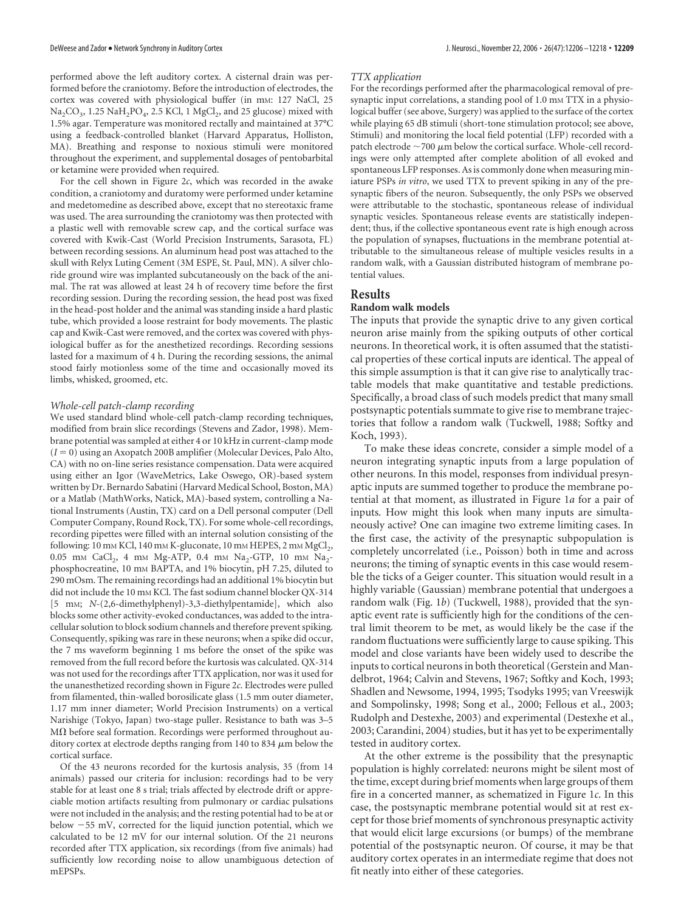performed above the left auditory cortex. A cisternal drain was performed before the craniotomy. Before the introduction of electrodes, the cortex was covered with physiological buffer (in mM: 127 NaCl, 25 $Na_2CO_3$, 1.25 $NaH_2PO_4$, 2.5 KCl, 1 $MgCl_2$, and 25 glucose) mixed with 1.5% agar. Temperature was monitored rectally and maintained at 37°C using a feedback-controlled blanket (Harvard Apparatus, Holliston, MA). Breathing and response to noxious stimuli were monitored throughout the experiment, and supplemental dosages of pentobarbital or ketamine were provided when required.

For the cell shown in Figure 2*c*, which was recorded in the awake condition, a craniotomy and duratomy were performed under ketamine and medetomedine as described above, except that no stereotaxic frame was used. The area surrounding the craniotomy was then protected with a plastic well with removable screw cap, and the cortical surface was covered with Kwik-Cast (World Precision Instruments, Sarasota, FL) between recording sessions. An aluminum head post was attached to the skull with Relyx Luting Cement (3M ESPE, St. Paul, MN). A silver chloride ground wire was implanted subcutaneously on the back of the animal. The rat was allowed at least 24 h of recovery time before the first recording session. During the recording session, the head post was fixed in the head-post holder and the animal was standing inside a hard plastic tube, which provided a loose restraint for body movements. The plastic cap and Kwik-Cast were removed, and the cortex was covered with physiological buffer as for the anesthetized recordings. Recording sessions lasted for a maximum of 4 h. During the recording sessions, the animal stood fairly motionless some of the time and occasionally moved its limbs, whisked, groomed, etc.

### *Whole-cell patch-clamp recording*

We used standard blind whole-cell patch-clamp recording techniques, modified from brain slice recordings (Stevens and Zador, 1998). Membrane potential was sampled at either 4 or 10 kHz in current-clamp mode ($I = 0$) using an Axopatch 200B amplifier (Molecular Devices, Palo Alto, CA) with no on-line series resistance compensation. Data were acquired using either an Igor (WaveMetrics, Lake Oswego, OR)-based system written by Dr. Bernardo Sabatini (Harvard Medical School, Boston, MA) or a Matlab (MathWorks, Natick, MA)-based system, controlling a National Instruments (Austin, TX) card on a Dell personal computer (Dell Computer Company, Round Rock, TX). For some whole-cell recordings, recording pipettes were filled with an internal solution consisting of the following: 10 mM KCl, 140 mM K-gluconate, 10 mM HEPES, 2 mM $MgCl_2$, 0.05 mM $CaCl_2$, 4 mM Mg-ATP, 0.4 mM $Na_2$-GTP, 10 mM $Na_2$-phosphocreatine, 10 mM BAPTA, and 1% biocytin, pH 7.25, diluted to 290 mOsm. The remaining recordings had an additional 1% biocytin but did not include the 10 mM KCl. The fast sodium channel blocker QX-314 [5 mM; *N*-(2,6-dimethylphenyl)-3,3-diethylpentamide], which also blocks some other activity-evoked conductances, was added to the intracellular solution to block sodium channels and therefore prevent spiking. Consequently, spiking was rare in these neurons; when a spike did occur, the 7 ms waveform beginning 1 ms before the onset of the spike was removed from the full record before the kurtosis was calculated. QX-314 was not used for the recordings after TTX application, nor was it used for the unanesthetized recording shown in Figure 2*c*. Electrodes were pulled from filamented, thin-walled borosilicate glass (1.5 mm outer diameter, 1.17 mm inner diameter; World Precision Instruments) on a vertical Narishige (Tokyo, Japan) two-stage puller. Resistance to bath was 3–5 MΩ before seal formation. Recordings were performed throughout auditory cortex at electrode depths ranging from 140 to 834 μm below the cortical surface.

Of the 43 neurons recorded for the kurtosis analysis, 35 (from 14 animals) passed our criteria for inclusion: recordings had to be very stable for at least one 8 s trial; trials affected by electrode drift or appreciable motion artifacts resulting from pulmonary or cardiac pulsations were not included in the analysis; and the resting potential had to be at or below −55 mV, corrected for the liquid junction potential, which we calculated to be 12 mV for our internal solution. Of the 21 neurons recorded after TTX application, six recordings (from five animals) had sufficiently low recording noise to allow unambiguous detection of mEPSPs.

### *TTX application*

For the recordings performed after the pharmacological removal of presynaptic input correlations, a standing pool of 1.0 mM TTX in a physiological buffer (see above, Surgery) was applied to the surface of the cortex while playing 65 dB stimuli (short-tone stimulation protocol; see above, Stimuli) and monitoring the local field potential (LFP) recorded with a patch electrode ~700 μm below the cortical surface. Whole-cell recordings were only attempted after complete abolition of all evoked and spontaneous LFP responses. As is commonly done when measuring miniature PSPs *in vitro*, we used TTX to prevent spiking in any of the presynaptic fibers of the neuron. Subsequently, the only PSPs we observed were attributable to the stochastic, spontaneous release of individual synaptic vesicles. Spontaneous release events are statistically independent; thus, if the collective spontaneous event rate is high enough across the population of synapses, fluctuations in the membrane potential attributable to the simultaneous release of multiple vesicles results in a random walk, with a Gaussian distributed histogram of membrane potential values.

## Results

### Random walk models

The inputs that provide the synaptic drive to any given cortical neuron arise mainly from the spiking outputs of other cortical neurons. In theoretical work, it is often assumed that the statistical properties of these cortical inputs are identical. The appeal of this simple assumption is that it can give rise to analytically tractable models that make quantitative and testable predictions. Specifically, a broad class of such models predict that many small postsynaptic potentials summate to give rise to membrane trajectories that follow a random walk (Tuckwell, 1988; Softky and Koch, 1993).

To make these ideas concrete, consider a simple model of a neuron integrating synaptic inputs from a large population of other neurons. In this model, responses from individual presynaptic inputs are summed together to produce the membrane potential at that moment, as illustrated in Figure 1*a* for a pair of inputs. How might this look when many inputs are simultaneously active? One can imagine two extreme limiting cases. In the first case, the activity of the presynaptic subpopulation is completely uncorrelated (i.e., Poisson) both in time and across neurons; the timing of synaptic events in this case would resemble the ticks of a Geiger counter. This situation would result in a highly variable (Gaussian) membrane potential that undergoes a random walk (Fig. 1*b*) (Tuckwell, 1988), provided that the synaptic event rate is sufficiently high for the conditions of the central limit theorem to be met, as would likely be the case if the random fluctuations were sufficiently large to cause spiking. This model and close variants have been widely used to describe the inputs to cortical neurons in both theoretical (Gerstein and Mandelbrot, 1964; Calvin and Stevens, 1967; Softky and Koch, 1993; Shadlen and Newsome, 1994, 1995; Tsodyks 1995; van Vreeswijk and Sompolinsky, 1998; Song et al., 2000; Fellous et al., 2003; Rudolph and Destexhe, 2003) and experimental (Destexhe et al., 2003; Carandini, 2004) studies, but it has yet to be experimentally tested in auditory cortex.

At the other extreme is the possibility that the presynaptic population is highly correlated: neurons might be silent most of the time, except during brief moments when large groups of them fire in a concerted manner, as schematized in Figure 1*c*. In this case, the postsynaptic membrane potential would sit at rest except for those brief moments of synchronous presynaptic activity that would elicit large excursions (or bumps) of the membrane potential of the postsynaptic neuron. Of course, it may be that auditory cortex operates in an intermediate regime that does not fit neatly into either of these categories.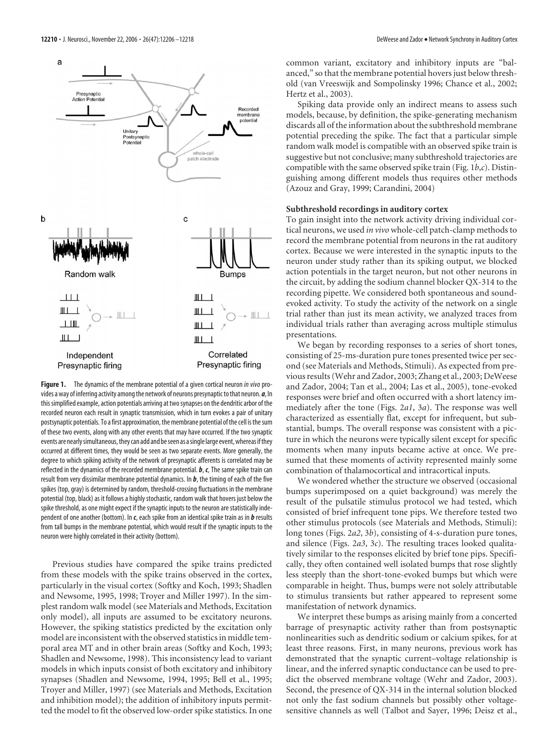a

Presynaptic Action Potential

Unitary Postsynaptic Potential

Recorded membrane potential

whole-cell patch electrode

b

Random walk

Independent Presynaptic firing

c

Bumps

Correlated Presynaptic firing

**Figure 1.** The dynamics of the membrane potential of a given cortical neuron *in vivo* provides a way of inferring activity among the network of neurons presynaptic to that neuron. ***a***, In this simplified example, action potentials arriving at two synapses on the dendritic arbor of the recorded neuron each result in synaptic transmission, which in turn evokes a pair of unitary postsynaptic potentials. To a first approximation, the membrane potential of the cell is the sum of these two events, along with any other events that may have occurred. If the two synaptic events are nearly simultaneous, they can add and be seen as a single large event, whereas if they occurred at different times, they would be seen as two separate events. More generally, the degree to which spiking activity of the network of presynaptic afferents is correlated may be reflected in the dynamics of the recorded membrane potential. ***b***, ***c***, The same spike train can result from very dissimilar membrane potential dynamics. In ***b***, the timing of each of the five spikes (top, gray) is determined by random, threshold-crossing fluctuations in the membrane potential (top, black) as it follows a highly stochastic, random walk that hovers just below the spike threshold, as one might expect if the synaptic inputs to the neuron are statistically independent of one another (bottom). In ***c***, each spike from an identical spike train as in ***b*** results from tall bumps in the membrane potential, which would result if the synaptic inputs to the neuron were highly correlated in their activity (bottom).

Previous studies have compared the spike trains predicted from these models with the spike trains observed in the cortex, particularly in the visual cortex (Softky and Koch, 1993; Shadlen and Newsome, 1995, 1998; Troyer and Miller 1997). In the simplest random walk model (see Materials and Methods, Excitation only model), all inputs are assumed to be excitatory neurons. However, the spiking statistics predicted by the excitation only model are inconsistent with the observed statistics in middle temporal area MT and in other brain areas (Softky and Koch, 1993; Shadlen and Newsome, 1998). This inconsistency lead to variant models in which inputs consist of both excitatory and inhibitory synapses (Shadlen and Newsome, 1994, 1995; Bell et al., 1995; Troyer and Miller, 1997) (see Materials and Methods, Excitation and inhibition model); the addition of inhibitory inputs permitted the model to fit the observed low-order spike statistics. In one common variant, excitatory and inhibitory inputs are "balanced," so that the membrane potential hovers just below threshold (van Vreeswijk and Sompolinsky 1996; Chance et al., 2002; Hertz et al., 2003).

Spiking data provide only an indirect means to assess such models, because, by definition, the spike-generating mechanism discards all of the information about the subthreshold membrane potential preceding the spike. The fact that a particular simple random walk model is compatible with an observed spike train is suggestive but not conclusive; many subthreshold trajectories are compatible with the same observed spike train (Fig. 1*b*,*c*). Distinguishing among different models thus requires other methods (Azouz and Gray, 1999; Carandini, 2004)

### Subthreshold recordings in auditory cortex

To gain insight into the network activity driving individual cortical neurons, we used *in vivo* whole-cell patch-clamp methods to record the membrane potential from neurons in the rat auditory cortex. Because we were interested in the synaptic inputs to the neuron under study rather than its spiking output, we blocked action potentials in the target neuron, but not other neurons in the circuit, by adding the sodium channel blocker QX-314 to the recording pipette. We considered both spontaneous and sound-evoked activity. To study the activity of the network on a single trial rather than just its mean activity, we analyzed traces from individual trials rather than averaging across multiple stimulus presentations.

We began by recording responses to a series of short tones, consisting of 25-ms-duration pure tones presented twice per second (see Materials and Methods, Stimuli). As expected from previous results (Wehr and Zador, 2003; Zhang et al., 2003; DeWeese and Zador, 2004; Tan et al., 2004; Las et al., 2005), tone-evoked responses were brief and often occurred with a short latency immediately after the tone (Figs. 2*a1*, 3*a*). The response was well characterized as essentially flat, except for infrequent, but substantial, bumps. The overall response was consistent with a picture in which the neurons were typically silent except for specific moments when many inputs became active at once. We presumed that these moments of activity represented mainly some combination of thalamocortical and intracortical inputs.

We wondered whether the structure we observed (occasional bumps superimposed on a quiet background) was merely the result of the pulsatile stimulus protocol we had tested, which consisted of brief infrequent tone pips. We therefore tested two other stimulus protocols (see Materials and Methods, Stimuli): long tones (Figs. 2*a2*, 3*b*), consisting of 4-s-duration pure tones, and silence (Figs. 2*a3*, 3*c*). The resulting traces looked qualitatively similar to the responses elicited by brief tone pips. Specifically, they often contained well isolated bumps that rose slightly less steeply than the short-tone-evoked bumps but which were comparable in height. Thus, bumps were not solely attributable to stimulus transients but rather appeared to represent some manifestation of network dynamics.

We interpret these bumps as arising mainly from a concerted barrage of presynaptic activity rather than from postsynaptic nonlinearities such as dendritic sodium or calcium spikes, for at least three reasons. First, in many neurons, previous work has demonstrated that the synaptic current–voltage relationship is linear, and the inferred synaptic conductance can be used to predict the observed membrane voltage (Wehr and Zador, 2003). Second, the presence of QX-314 in the internal solution blocked not only the fast sodium channels but possibly other voltage-sensitive channels as well (Talbot and Sayer, 1996; Deisz et al.,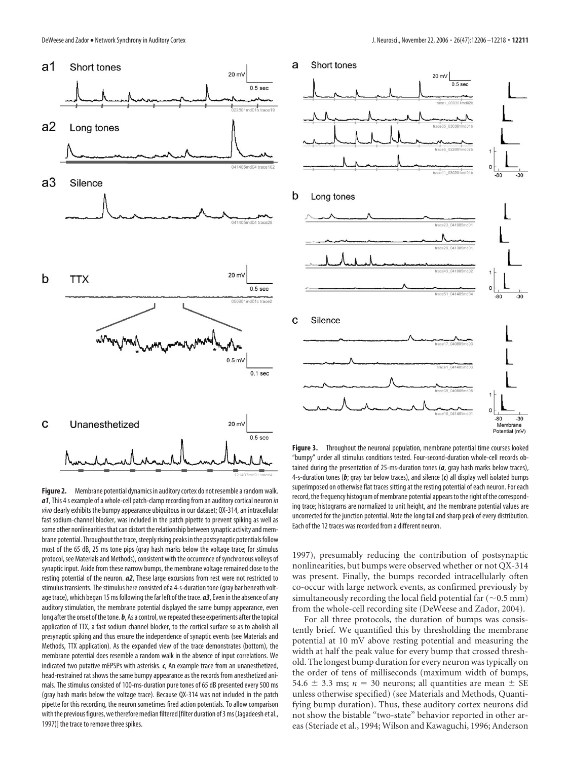**Figure 2.** Membrane potential dynamics in auditory cortex do not resemble a random walk. ***a1***, This 4 s example of a whole-cell patch-clamp recording from an auditory cortical neuron *in vivo* clearly exhibits the bumpy appearance ubiquitous in our dataset; QX-314, an intracellular fast sodium-channel blocker, was included in the patch pipette to prevent spiking as well as some other nonlinearities that can distort the relationship between synaptic activity and membrane potential. Throughout the trace, steeply rising peaks in the postsynaptic potentials follow most of the 65 dB, 25 ms tone pips (gray hash marks below the voltage trace; for stimulus protocol, see Materials and Methods), consistent with the occurrence of synchronous volleys of synaptic input. Aside from these narrow bumps, the membrane voltage remained close to the resting potential of the neuron. ***a2***, These large excursions from rest were not restricted to stimulus transients. The stimulus here consisted of a 4-s-duration tone (gray bar beneath voltage trace), which began 15 ms following the far left of the trace. ***a3***, Even in the absence of any auditory stimulation, the membrane potential displayed the same bumpy appearance, even long after the onset of the tone. ***b***, As a control, we repeated these experiments after the topical application of TTX, a fast sodium channel blocker, to the cortical surface so as to abolish all presynaptic spiking and thus ensure the independence of synaptic events (see Materials and Methods, TTX application). As the expanded view of the trace demonstrates (bottom), the membrane potential does resemble a random walk in the absence of input correlations. We indicated two putative mEPSPs with asterisks. ***c***, An example trace from an unanesthetized, head-restrained rat shows the same bumpy appearance as the records from anesthetized animals. The stimulus consisted of 100-ms-duration pure tones of 65 dB presented every 500 ms (gray hash marks below the voltage trace). Because QX-314 was not included in the patch pipette for this recording, the neuron sometimes fired action potentials. To allow comparison with the previous figures, we therefore median filtered [filter duration of 3 ms (Jagadeesh et al., 1997)] the trace to remove three spikes.

**Figure 3.** Throughout the neuronal population, membrane potential time courses looked "bumpy" under all stimulus conditions tested. Four-second-duration whole-cell records obtained during the presentation of 25-ms-duration tones (***a***, gray hash marks below traces), 4-s-duration tones (***b***; gray bar below traces), and silence (***c***) all display well isolated bumps superimposed on otherwise flat traces sitting at the resting potential of each neuron. For each record, the frequency histogram of membrane potential appears to the right of the corresponding trace; histograms are normalized to unit height, and the membrane potential values are uncorrected for the junction potential. Note the long tail and sharp peak of every distribution. Each of the 12 traces was recorded from a different neuron.

1997), presumably reducing the contribution of postsynaptic nonlinearities, but bumps were observed whether or not QX-314 was present. Finally, the bumps recorded intracellularly often co-occur with large network events, as confirmed previously by simultaneously recording the local field potential far (~0.5 mm) from the whole-cell recording site (DeWeese and Zador, 2004).

For all three protocols, the duration of bumps was consistently brief. We quantified this by thresholding the membrane potential at 10 mV above resting potential and measuring the width at half the peak value for every bump that crossed threshold. The longest bump duration for every neuron was typically on the order of tens of milliseconds (maximum width of bumps, $54.6 \pm 3.3$ ms; $n = 30$ neurons; all quantities are mean ± SE unless otherwise specified) (see Materials and Methods, Quantifying bump duration). Thus, these auditory cortex neurons did not show the bistable "two-state" behavior reported in other areas (Steriade et al., 1994; Wilson and Kawaguchi, 1996; Anderson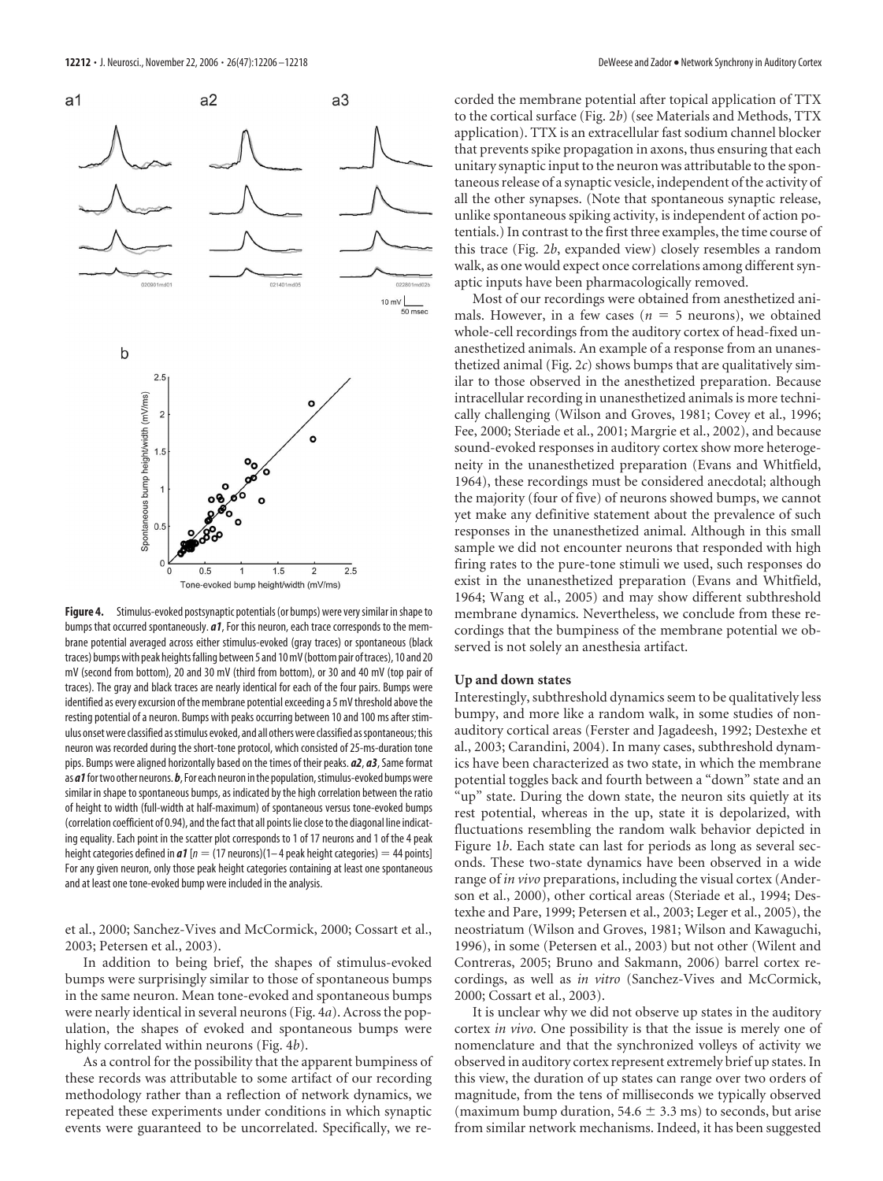**Figure 4.** Stimulus-evoked postsynaptic potentials (or bumps) were very similar in shape to bumps that occurred spontaneously. ***a1***, For this neuron, each trace corresponds to the membrane potential averaged across either stimulus-evoked (gray traces) or spontaneous (black traces) bumps with peak heights falling between 5 and 10 mV (bottom pair of traces), 10 and 20 mV (second from bottom), 20 and 30 mV (third from bottom), or 30 and 40 mV (top pair of traces). The gray and black traces are nearly identical for each of the four pairs. Bumps were identified as every excursion of the membrane potential exceeding a 5 mV threshold above the resting potential of a neuron. Bumps with peaks occurring between 10 and 100 ms after stimulus onset were classified as stimulus evoked, and all others were classified as spontaneous; this neuron was recorded during the short-tone protocol, which consisted of 25-ms-duration tone pips. Bumps were aligned horizontally based on the times of their peaks. ***a2***, ***a3***, Same format as ***a1*** for two other neurons. ***b***, For each neuron in the population, stimulus-evoked bumps were similar in shape to spontaneous bumps, as indicated by the high correlation between the ratio of height to width (full-width at half-maximum) of spontaneous versus tone-evoked bumps (correlation coefficient of 0.94), and the fact that all points lie close to the diagonal line indicating equality. Each point in the scatter plot corresponds to 1 of 17 neurons and 1 of the 4 peak height categories defined in ***a1*** [$n$ = (17 neurons)(1–4 peak height categories) = 44 points] For any given neuron, only those peak height categories containing at least one spontaneous and at least one tone-evoked bump were included in the analysis.

et al., 2000; Sanchez-Vives and McCormick, 2000; Cossart et al., 2003; Petersen et al., 2003).

In addition to being brief, the shapes of stimulus-evoked bumps were surprisingly similar to those of spontaneous bumps in the same neuron. Mean tone-evoked and spontaneous bumps were nearly identical in several neurons (Fig. 4*a*). Across the population, the shapes of evoked and spontaneous bumps were highly correlated within neurons (Fig. 4*b*).

As a control for the possibility that the apparent bumpiness of these records was attributable to some artifact of our recording methodology rather than a reflection of network dynamics, we repeated these experiments under conditions in which synaptic events were guaranteed to be uncorrelated. Specifically, we recorded the membrane potential after topical application of TTX to the cortical surface (Fig. 2*b*) (see Materials and Methods, TTX application). TTX is an extracellular fast sodium channel blocker that prevents spike propagation in axons, thus ensuring that each unitary synaptic input to the neuron was attributable to the spontaneous release of a synaptic vesicle, independent of the activity of all the other synapses. (Note that spontaneous synaptic release, unlike spontaneous spiking activity, is independent of action potentials.) In contrast to the first three examples, the time course of this trace (Fig. 2*b*, expanded view) closely resembles a random walk, as one would expect once correlations among different synaptic inputs have been pharmacologically removed.

Most of our recordings were obtained from anesthetized animals. However, in a few cases ($n = 5$ neurons), we obtained whole-cell recordings from the auditory cortex of head-fixed unanesthetized animals. An example of a response from an unanesthetized animal (Fig. 2*c*) shows bumps that are qualitatively similar to those observed in the anesthetized preparation. Because intracellular recording in unanesthetized animals is more technically challenging (Wilson and Groves, 1981; Covey et al., 1996; Fee, 2000; Steriade et al., 2001; Margrie et al., 2002), and because sound-evoked responses in auditory cortex show more heterogeneity in the unanesthetized preparation (Evans and Whitfield, 1964), these recordings must be considered anecdotal; although the majority (four of five) of neurons showed bumps, we cannot yet make any definitive statement about the prevalence of such responses in the unanesthetized animal. Although in this small sample we did not encounter neurons that responded with high firing rates to the pure-tone stimuli we used, such responses do exist in the unanesthetized preparation (Evans and Whitfield, 1964; Wang et al., 2005) and may show different subthreshold membrane dynamics. Nevertheless, we conclude from these recordings that the bumpiness of the membrane potential we observed is not solely an anesthesia artifact.

### Up and down states

Interestingly, subthreshold dynamics seem to be qualitatively less bumpy, and more like a random walk, in some studies of nonauditory cortical areas (Ferster and Jagadeesh, 1992; Destexhe et al., 2003; Carandini, 2004). In many cases, subthreshold dynamics have been characterized as two state, in which the membrane potential toggles back and fourth between a "down" state and an "up" state. During the down state, the neuron sits quietly at its rest potential, whereas in the up, state it is depolarized, with fluctuations resembling the random walk behavior depicted in Figure 1*b*. Each state can last for periods as long as several seconds. These two-state dynamics have been observed in a wide range of *in vivo* preparations, including the visual cortex (Anderson et al., 2000), other cortical areas (Steriade et al., 1994; Destexhe and Pare, 1999; Petersen et al., 2003; Leger et al., 2005), the neostriatum (Wilson and Groves, 1981; Wilson and Kawaguchi, 1996), in some (Petersen et al., 2003) but not other (Wilent and Contreras, 2005; Bruno and Sakmann, 2006) barrel cortex recordings, as well as *in vitro* (Sanchez-Vives and McCormick, 2000; Cossart et al., 2003).

It is unclear why we did not observe up states in the auditory cortex *in vivo*. One possibility is that the issue is merely one of nomenclature and that the synchronized volleys of activity we observed in auditory cortex represent extremely brief up states. In this view, the duration of up states can range over two orders of magnitude, from the tens of milliseconds we typically observed (maximum bump duration, $54.6 \pm 3.3$ ms) to seconds, but arise from similar network mechanisms. Indeed, it has been suggested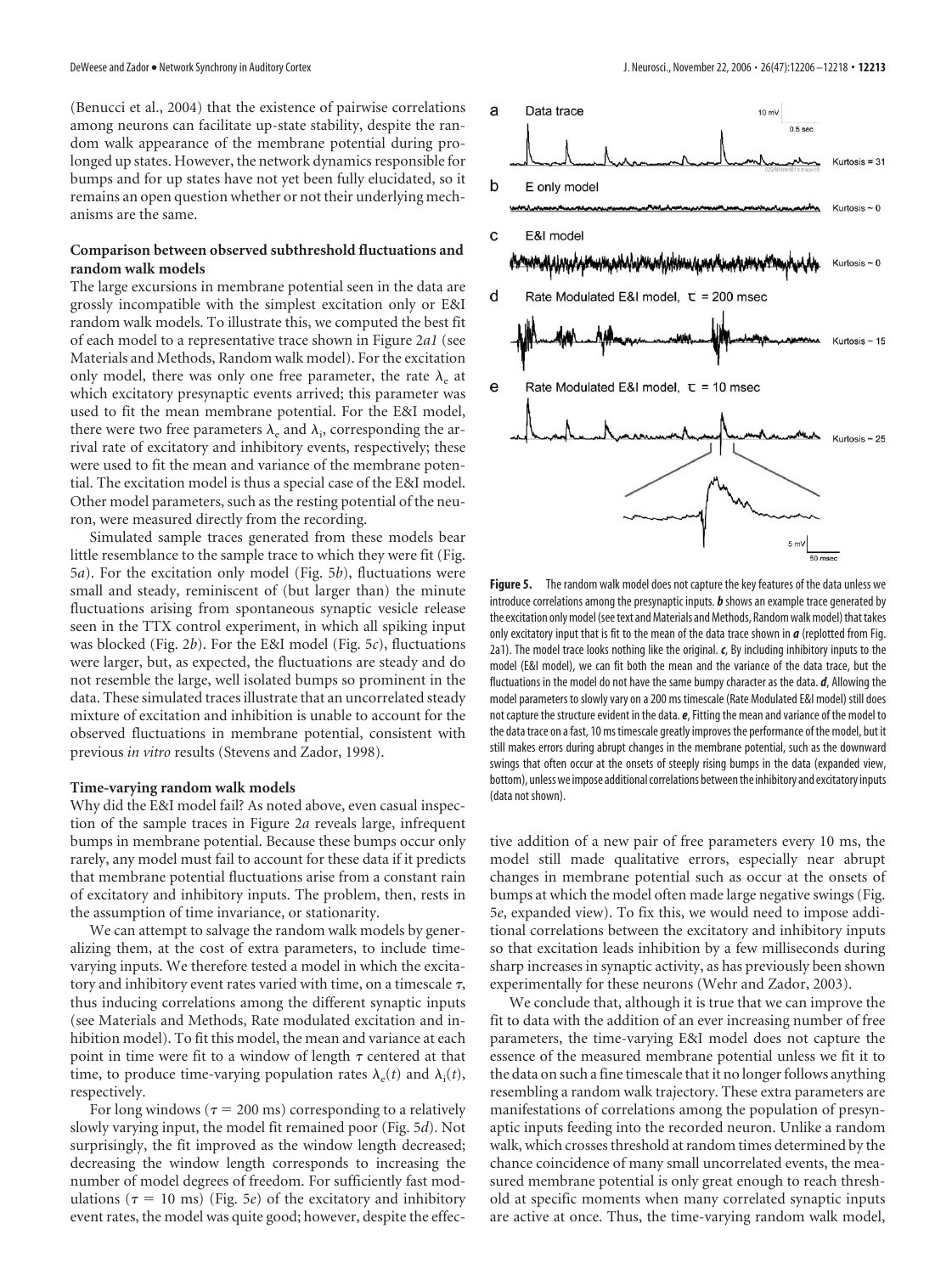(Benucci et al., 2004) that the existence of pairwise correlations among neurons can facilitate up-state stability, despite the random walk appearance of the membrane potential during prolonged up states. However, the network dynamics responsible for bumps and for up states have not yet been fully elucidated, so it remains an open question whether or not their underlying mechanisms are the same.

### Comparison between observed subthreshold fluctuations and random walk models

The large excursions in membrane potential seen in the data are grossly incompatible with the simplest excitation only or E&I random walk models. To illustrate this, we computed the best fit of each model to a representative trace shown in Figure 2*a1* (see Materials and Methods, Random walk model). For the excitation only model, there was only one free parameter, the rate $\lambda_e$ at which excitatory presynaptic events arrived; this parameter was used to fit the mean membrane potential. For the E&I model, there were two free parameters $\lambda_e$ and $\lambda_i$, corresponding the arrival rate of excitatory and inhibitory events, respectively; these were used to fit the mean and variance of the membrane potential. The excitation model is thus a special case of the E&I model. Other model parameters, such as the resting potential of the neuron, were measured directly from the recording.

Simulated sample traces generated from these models bear little resemblance to the sample trace to which they were fit (Fig. 5*a*). For the excitation only model (Fig. 5*b*), fluctuations were small and steady, reminiscent of (but larger than) the minute fluctuations arising from spontaneous synaptic vesicle release seen in the TTX control experiment, in which all spiking input was blocked (Fig. 2*b*). For the E&I model (Fig. 5*c*), fluctuations were larger, but, as expected, the fluctuations are steady and do not resemble the large, well isolated bumps so prominent in the data. These simulated traces illustrate that an uncorrelated steady mixture of excitation and inhibition is unable to account for the observed fluctuations in membrane potential, consistent with previous *in vitro* results (Stevens and Zador, 1998).

### Time-varying random walk models

Why did the E&I model fail? As noted above, even casual inspection of the sample traces in Figure 2*a* reveals large, infrequent bumps in membrane potential. Because these bumps occur only rarely, any model must fail to account for these data if it predicts that membrane potential fluctuations arise from a constant rain of excitatory and inhibitory inputs. The problem, then, rests in the assumption of time invariance, or stationarity.

We can attempt to salvage the random walk models by generalizing them, at the cost of extra parameters, to include time-varying inputs. We therefore tested a model in which the excitatory and inhibitory event rates varied with time, on a timescale $\tau$, thus inducing correlations among the different synaptic inputs (see Materials and Methods, Rate modulated excitation and inhibition model). To fit this model, the mean and variance at each point in time were fit to a window of length $\tau$ centered at that time, to produce time-varying population rates $\lambda_e(t)$ and $\lambda_i(t)$, respectively.

For long windows ($\tau = 200$ ms) corresponding to a relatively slowly varying input, the model fit remained poor (Fig. 5*d*). Not surprisingly, the fit improved as the window length decreased; decreasing the window length corresponds to increasing the number of model degrees of freedom. For sufficiently fast modulations ($\tau = 10$ ms) (Fig. 5*e*) of the excitatory and inhibitory event rates, the model was quite good; however, despite the effective addition of a new pair of free parameters every 10 ms, the model still made qualitative errors, especially near abrupt changes in membrane potential such as occur at the onsets of bumps at which the model often made large negative swings (Fig. 5*e*, expanded view). To fix this, we would need to impose additional correlations between the excitatory and inhibitory inputs so that excitation leads inhibition by a few milliseconds during sharp increases in synaptic activity, as has previously been shown experimentally for these neurons (Wehr and Zador, 2003).

We conclude that, although it is true that we can improve the fit to data with the addition of an ever increasing number of free parameters, the time-varying E&I model does not capture the essence of the measured membrane potential unless we fit it to the data on such a fine timescale that it no longer follows anything resembling a random walk trajectory. These extra parameters are manifestations of correlations among the population of presynaptic inputs feeding into the recorded neuron. Unlike a random walk, which crosses threshold at random times determined by the chance coincidence of many small uncorrelated events, the measured membrane potential is only great enough to reach threshold at specific moments when many correlated synaptic inputs are active at once. Thus, the time-varying random walk model,

**Figure 5.** The random walk model does not capture the key features of the data unless we introduce correlations among the presynaptic inputs. ***b*** shows an example trace generated by the excitation only model (see text and Materials and Methods, Random walk model) that takes only excitatory input that is fit to the mean of the data trace shown in ***a*** (replotted from Fig. 2a1). The model trace looks nothing like the original. ***c***, By including inhibitory inputs to the model (E&I model), we can fit both the mean and the variance of the data trace, but the fluctuations in the model do not have the same bumpy character as the data. ***d***, Allowing the model parameters to slowly vary on a 200 ms timescale (Rate Modulated E&I model) still does not capture the structure evident in the data. ***e***, Fitting the mean and variance of the model to the data trace on a fast, 10 ms timescale greatly improves the performance of the model, but it still makes errors during abrupt changes in the membrane potential, such as the downward swings that often occur at the onsets of steeply rising bumps in the data (expanded view, bottom), unless we impose additional correlations between the inhibitory and excitatory inputs (data not shown).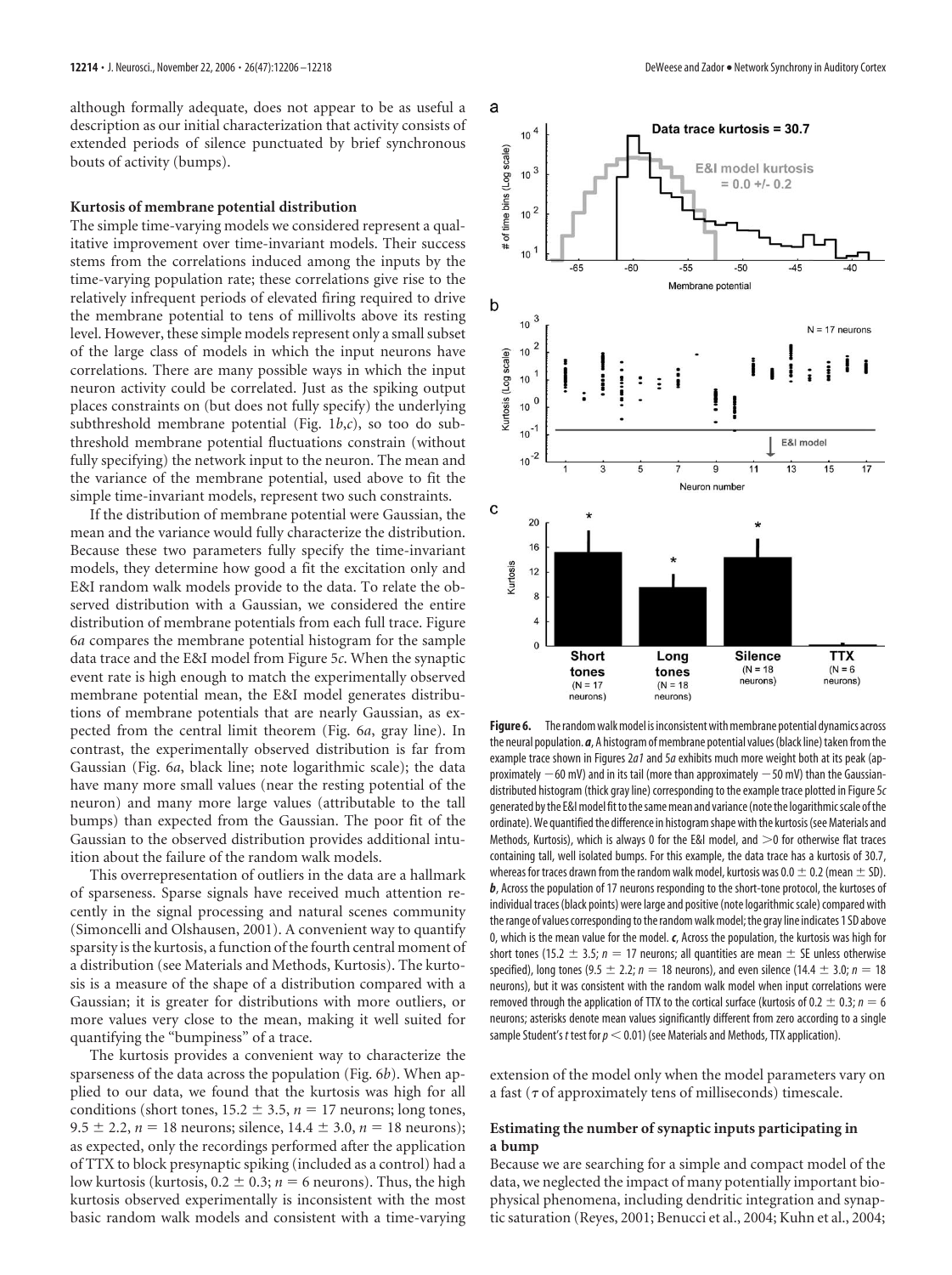although formally adequate, does not appear to be as useful a description as our initial characterization that activity consists of extended periods of silence punctuated by brief synchronous bouts of activity (bumps).

### Kurtosis of membrane potential distribution

The simple time-varying models we considered represent a qualitative improvement over time-invariant models. Their success stems from the correlations induced among the inputs by the time-varying population rate; these correlations give rise to the relatively infrequent periods of elevated firing required to drive the membrane potential to tens of millivolts above its resting level. However, these simple models represent only a small subset of the large class of models in which the input neurons have correlations. There are many possible ways in which the input neuron activity could be correlated. Just as the spiking output places constraints on (but does not fully specify) the underlying subthreshold membrane potential (Fig. 1*b*,*c*), so too do subthreshold membrane potential fluctuations constrain (without fully specifying) the network input to the neuron. The mean and the variance of the membrane potential, used above to fit the simple time-invariant models, represent two such constraints.

If the distribution of membrane potential were Gaussian, the mean and the variance would fully characterize the distribution. Because these two parameters fully specify the time-invariant models, they determine how good a fit the excitation only and E&I random walk models provide to the data. To relate the observed distribution with a Gaussian, we considered the entire distribution of membrane potentials from each full trace. Figure 6*a* compares the membrane potential histogram for the sample data trace and the E&I model from Figure 5*c*. When the synaptic event rate is high enough to match the experimentally observed membrane potential mean, the E&I model generates distributions of membrane potentials that are nearly Gaussian, as expected from the central limit theorem (Fig. 6*a*, gray line). In contrast, the experimentally observed distribution is far from Gaussian (Fig. 6*a*, black line; note logarithmic scale); the data have many more small values (near the resting potential of the neuron) and many more large values (attributable to the tall bumps) than expected from the Gaussian. The poor fit of the Gaussian to the observed distribution provides additional intuition about the failure of the random walk models.

This overrepresentation of outliers in the data are a hallmark of sparseness. Sparse signals have received much attention recently in the signal processing and natural scenes community (Simoncelli and Olshausen, 2001). A convenient way to quantify sparsity is the kurtosis, a function of the fourth central moment of a distribution (see Materials and Methods, Kurtosis). The kurtosis is a measure of the shape of a distribution compared with a Gaussian; it is greater for distributions with more outliers, or more values very close to the mean, making it well suited for quantifying the "bumpiness" of a trace.

The kurtosis provides a convenient way to characterize the sparseness of the data across the population (Fig. 6*b*). When applied to our data, we found that the kurtosis was high for all conditions (short tones, $15.2 \pm 3.5$, $n = 17$ neurons; long tones, $9.5 \pm 2.2$, $n = 18$ neurons; silence, $14.4 \pm 3.0$, $n = 18$ neurons); as expected, only the recordings performed after the application of TTX to block presynaptic spiking (included as a control) had a low kurtosis (kurtosis, $0.2 \pm 0.3$; $n = 6$ neurons). Thus, the high kurtosis observed experimentally is inconsistent with the most basic random walk models and consistent with a time-varying extension of the model only when the model parameters vary on a fast ($\tau$ of approximately tens of milliseconds) timescale.

a

Data trace kurtosis = 30.7

E&I model kurtosis = 0.0 +/- 0.2

# of time bins (Log scale)

Membrane potential

b

N = 17 neurons

Kurtosis (Log scale)

E&I model

Neuron number

c

Kurtosis

Short tones (N = 17 neurons)

Long tones (N = 18 neurons)

Silence (N = 18 neurons)

TTX (N = 6 neurons)

**Figure 6.** The random walk model is inconsistent with membrane potential dynamics across the neural population. ***a***, A histogram of membrane potential values (black line) taken from the example trace shown in Figures 2*a1* and 5*a* exhibits much more weight both at its peak (approximately −60 mV) and in its tail (more than approximately −50 mV) than the Gaussian-distributed histogram (thick gray line) corresponding to the example trace plotted in Figure 5*c* generated by the E&I model fit to the same mean and variance (note the logarithmic scale of the ordinate). We quantified the difference in histogram shape with the kurtosis (see Materials and Methods, Kurtosis), which is always 0 for the E&I model, and >0 for otherwise flat traces containing tall, well isolated bumps. For this example, the data trace has a kurtosis of 30.7, whereas for traces drawn from the random walk model, kurtosis was $0.0 \pm 0.2$ (mean ± SD). ***b***, Across the population of 17 neurons responding to the short-tone protocol, the kurtoses of individual traces (black points) were large and positive (note logarithmic scale) compared with the range of values corresponding to the random walk model; the gray line indicates 1 SD above 0, which is the mean value for the model. ***c***, Across the population, the kurtosis was high for short tones ($15.2 \pm 3.5$; $n = 17$ neurons; all quantities are mean ± SE unless otherwise specified), long tones ($9.5 \pm 2.2$; $n = 18$ neurons), and even silence ($14.4 \pm 3.0$; $n = 18$ neurons), but it was consistent with the random walk model when input correlations were removed through the application of TTX to the cortical surface (kurtosis of $0.2 \pm 0.3$; $n = 6$ neurons; asterisks denote mean values significantly different from zero according to a single sample Student's *t* test for $p < 0.01$) (see Materials and Methods, TTX application).

### Estimating the number of synaptic inputs participating in a bump

Because we are searching for a simple and compact model of the data, we neglected the impact of many potentially important biophysical phenomena, including dendritic integration and synaptic saturation (Reyes, 2001; Benucci et al., 2004; Kuhn et al., 2004;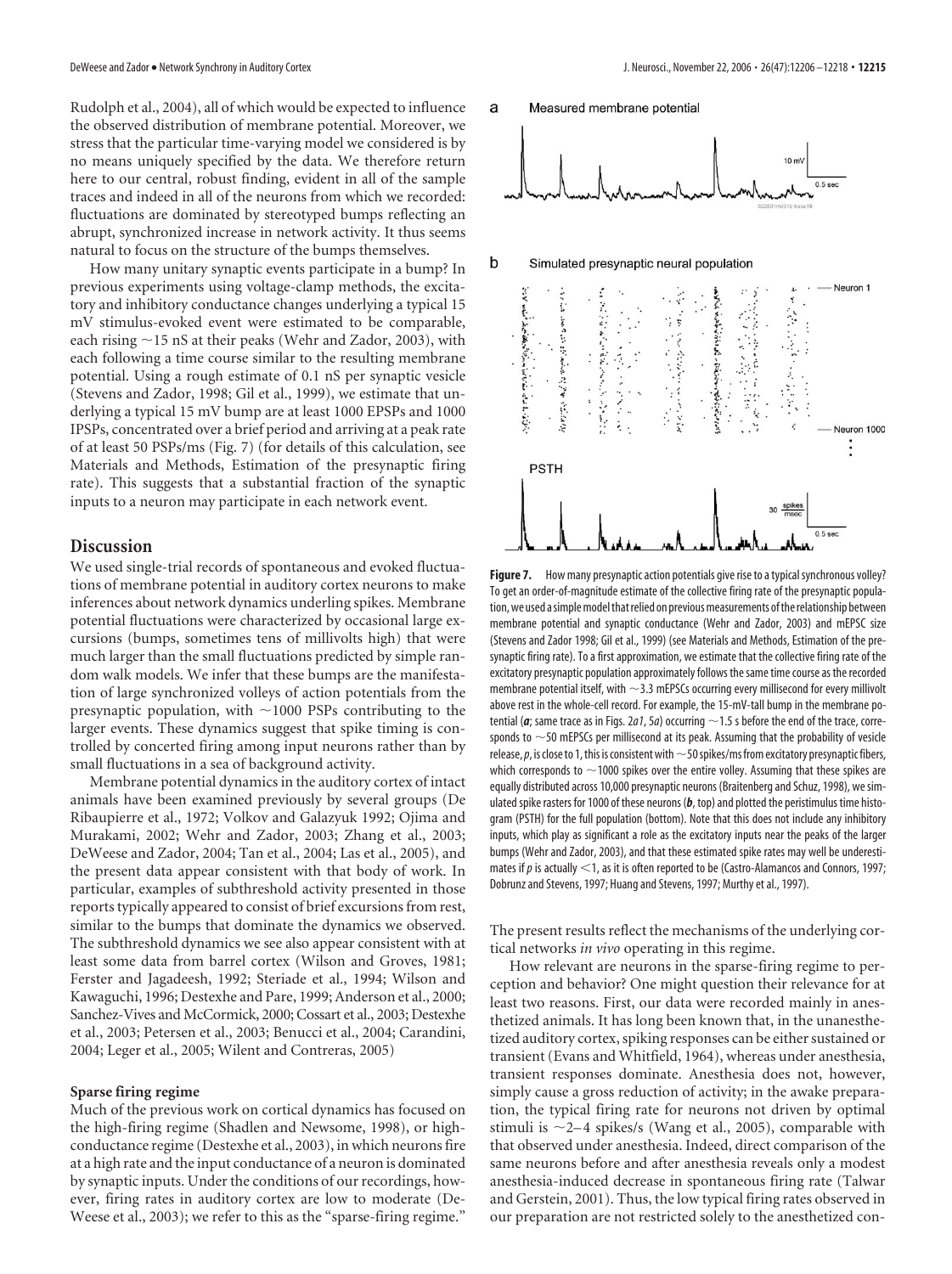Rudolph et al., 2004), all of which would be expected to influence the observed distribution of membrane potential. Moreover, we stress that the particular time-varying model we considered is by no means uniquely specified by the data. We therefore return here to our central, robust finding, evident in all of the sample traces and indeed in all of the neurons from which we recorded: fluctuations are dominated by stereotyped bumps reflecting an abrupt, synchronized increase in network activity. It thus seems natural to focus on the structure of the bumps themselves.

How many unitary synaptic events participate in a bump? In previous experiments using voltage-clamp methods, the excitatory and inhibitory conductance changes underlying a typical 15 mV stimulus-evoked event were estimated to be comparable, each rising ~15 nS at their peaks (Wehr and Zador, 2003), with each following a time course similar to the resulting membrane potential. Using a rough estimate of 0.1 nS per synaptic vesicle (Stevens and Zador, 1998; Gil et al., 1999), we estimate that underlying a typical 15 mV bump are at least 1000 EPSPs and 1000 IPSPs, concentrated over a brief period and arriving at a peak rate of at least 50 PSPs/ms (Fig. 7) (for details of this calculation, see Materials and Methods, Estimation of the presynaptic firing rate). This suggests that a substantial fraction of the synaptic inputs to a neuron may participate in each network event.

## Discussion

We used single-trial records of spontaneous and evoked fluctuations of membrane potential in auditory cortex neurons to make inferences about network dynamics underling spikes. Membrane potential fluctuations were characterized by occasional large excursions (bumps, sometimes tens of millivolts high) that were much larger than the small fluctuations predicted by simple random walk models. We infer that these bumps are the manifestation of large synchronized volleys of action potentials from the presynaptic population, with ~1000 PSPs contributing to the larger events. These dynamics suggest that spike timing is controlled by concerted firing among input neurons rather than by small fluctuations in a sea of background activity.

Membrane potential dynamics in the auditory cortex of intact animals have been examined previously by several groups (De Ribaupierre et al., 1972; Volkov and Galazyuk 1992; Ojima and Murakami, 2002; Wehr and Zador, 2003; Zhang et al., 2003; DeWeese and Zador, 2004; Tan et al., 2004; Las et al., 2005), and the present data appear consistent with that body of work. In particular, examples of subthreshold activity presented in those reports typically appeared to consist of brief excursions from rest, similar to the bumps that dominate the dynamics we observed. The subthreshold dynamics we see also appear consistent with at least some data from barrel cortex (Wilson and Groves, 1981; Ferster and Jagadeesh, 1992; Steriade et al., 1994; Wilson and Kawaguchi, 1996; Destexhe and Pare, 1999; Anderson et al., 2000; Sanchez-Vives and McCormick, 2000; Cossart et al., 2003; Destexhe et al., 2003; Petersen et al., 2003; Benucci et al., 2004; Carandini, 2004; Leger et al., 2005; Wilent and Contreras, 2005)

### Sparse firing regime

Much of the previous work on cortical dynamics has focused on the high-firing regime (Shadlen and Newsome, 1998), or high-conductance regime (Destexhe et al., 2003), in which neurons fire at a high rate and the input conductance of a neuron is dominated by synaptic inputs. Under the conditions of our recordings, however, firing rates in auditory cortex are low to moderate (DeWeese et al., 2003); we refer to this as the "sparse-firing regime." The present results reflect the mechanisms of the underlying cortical networks *in vivo* operating in this regime.

How relevant are neurons in the sparse-firing regime to perception and behavior? One might question their relevance for at least two reasons. First, our data were recorded mainly in anesthetized animals. It has long been known that, in the unanesthetized auditory cortex, spiking responses can be either sustained or transient (Evans and Whitfield, 1964), whereas under anesthesia, transient responses dominate. Anesthesia does not, however, simply cause a gross reduction of activity; in the awake preparation, the typical firing rate for neurons not driven by optimal stimuli is ~2–4 spikes/s (Wang et al., 2005), comparable with that observed under anesthesia. Indeed, direct comparison of the same neurons before and after anesthesia reveals only a modest anesthesia-induced decrease in spontaneous firing rate (Talwar and Gerstein, 2001). Thus, the low typical firing rates observed in our preparation are not restricted solely to the anesthetized con-

**Figure 7.** How many presynaptic action potentials give rise to a typical synchronous volley? To get an order-of-magnitude estimate of the collective firing rate of the presynaptic population, we used a simple model that relied on previous measurements of the relationship between membrane potential and synaptic conductance (Wehr and Zador, 2003) and mEPSC size (Stevens and Zador 1998; Gil et al., 1999) (see Materials and Methods, Estimation of the presynaptic firing rate). To a first approximation, we estimate that the collective firing rate of the excitatory presynaptic population approximately follows the same time course as the recorded membrane potential itself, with ~3.3 mEPSCs occurring every millisecond for every millivolt above rest in the whole-cell record. For example, the 15-mV-tall bump in the membrane potential (***a***; same trace as in Figs. 2*a1*, 5*a*) occurring ~1.5 s before the end of the trace, corresponds to ~50 mEPSCs per millisecond at its peak. Assuming that the probability of vesicle release, *p*, is close to 1, this is consistent with ~50 spikes/ms from excitatory presynaptic fibers, which corresponds to ~1000 spikes over the entire volley. Assuming that these spikes are equally distributed across 10,000 presynaptic neurons (Braitenberg and Schuz, 1998), we simulated spike rasters for 1000 of these neurons (***b***, top) and plotted the peristimulus time histogram (PSTH) for the full population (bottom). Note that this does not include any inhibitory inputs, which play as significant a role as the excitatory inputs near the peaks of the larger bumps (Wehr and Zador, 2003), and that these estimated spike rates may well be underestimates if *p* is actually <1, as it is often reported to be (Castro-Alamancos and Connors, 1997; Dobrunz and Stevens, 1997; Huang and Stevens, 1997; Murthy et al., 1997).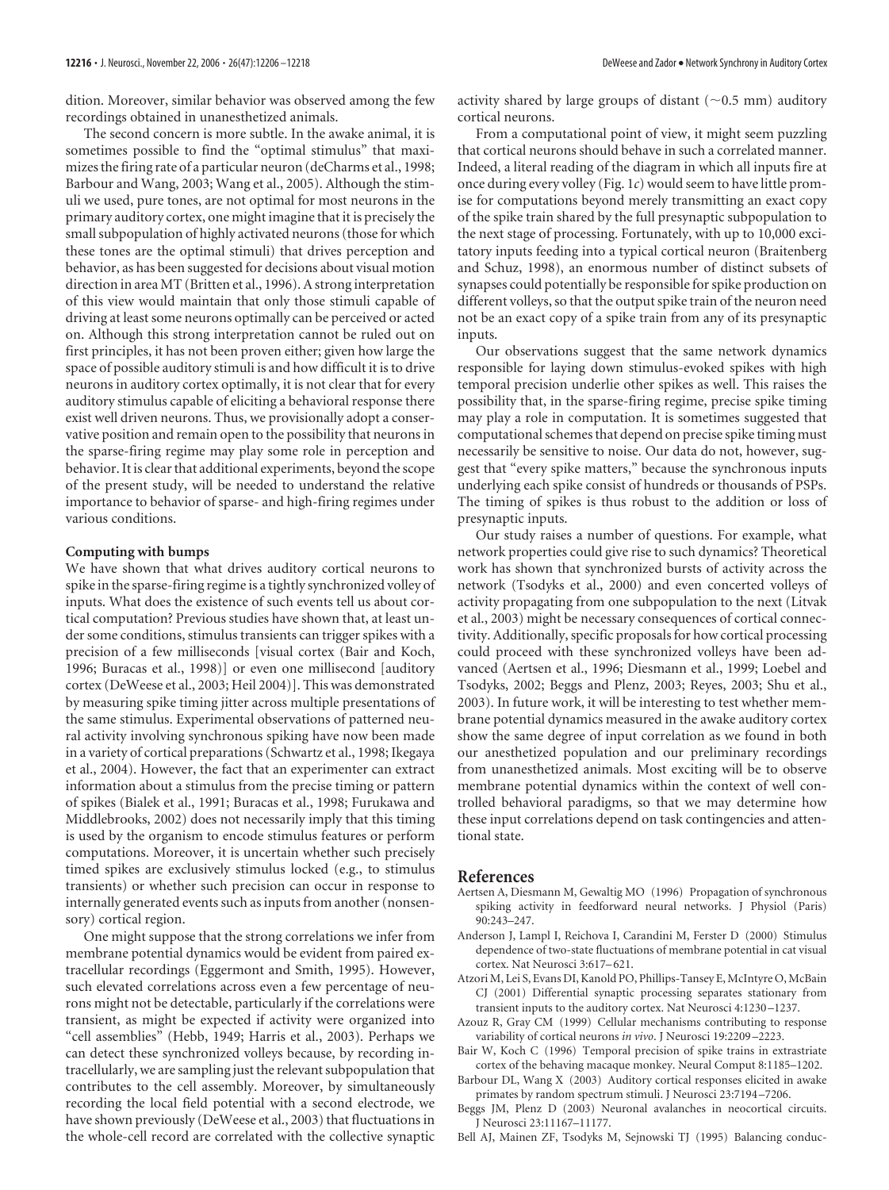dition. Moreover, similar behavior was observed among the few recordings obtained in unanesthetized animals.

The second concern is more subtle. In the awake animal, it is sometimes possible to find the "optimal stimulus" that maximizes the firing rate of a particular neuron (deCharms et al., 1998; Barbour and Wang, 2003; Wang et al., 2005). Although the stimuli we used, pure tones, are not optimal for most neurons in the primary auditory cortex, one might imagine that it is precisely the small subpopulation of highly activated neurons (those for which these tones are the optimal stimuli) that drives perception and behavior, as has been suggested for decisions about visual motion direction in area MT (Britten et al., 1996). A strong interpretation of this view would maintain that only those stimuli capable of driving at least some neurons optimally can be perceived or acted on. Although this strong interpretation cannot be ruled out on first principles, it has not been proven either; given how large the space of possible auditory stimuli is and how difficult it is to drive neurons in auditory cortex optimally, it is not clear that for every auditory stimulus capable of eliciting a behavioral response there exist well driven neurons. Thus, we provisionally adopt a conservative position and remain open to the possibility that neurons in the sparse-firing regime may play some role in perception and behavior. It is clear that additional experiments, beyond the scope of the present study, will be needed to understand the relative importance to behavior of sparse- and high-firing regimes under various conditions.

### Computing with bumps

We have shown that what drives auditory cortical neurons to spike in the sparse-firing regime is a tightly synchronized volley of inputs. What does the existence of such events tell us about cortical computation? Previous studies have shown that, at least under some conditions, stimulus transients can trigger spikes with a precision of a few milliseconds [visual cortex (Bair and Koch, 1996; Buracas et al., 1998)] or even one millisecond [auditory cortex (DeWeese et al., 2003; Heil 2004)]. This was demonstrated by measuring spike timing jitter across multiple presentations of the same stimulus. Experimental observations of patterned neural activity involving synchronous spiking have now been made in a variety of cortical preparations (Schwartz et al., 1998; Ikegaya et al., 2004). However, the fact that an experimenter can extract information about a stimulus from the precise timing or pattern of spikes (Bialek et al., 1991; Buracas et al., 1998; Furukawa and Middlebrooks, 2002) does not necessarily imply that this timing is used by the organism to encode stimulus features or perform computations. Moreover, it is uncertain whether such precisely timed spikes are exclusively stimulus locked (e.g., to stimulus transients) or whether such precision can occur in response to internally generated events such as inputs from another (nonsensory) cortical region.

One might suppose that the strong correlations we infer from membrane potential dynamics would be evident from paired extracellular recordings (Eggermont and Smith, 1995). However, such elevated correlations across even a few percentage of neurons might not be detectable, particularly if the correlations were transient, as might be expected if activity were organized into "cell assemblies" (Hebb, 1949; Harris et al., 2003). Perhaps we can detect these synchronized volleys because, by recording intracellularly, we are sampling just the relevant subpopulation that contributes to the cell assembly. Moreover, by simultaneously recording the local field potential with a second electrode, we have shown previously (DeWeese et al., 2003) that fluctuations in the whole-cell record are correlated with the collective synaptic activity shared by large groups of distant (~0.5 mm) auditory cortical neurons.

From a computational point of view, it might seem puzzling that cortical neurons should behave in such a correlated manner. Indeed, a literal reading of the diagram in which all inputs fire at once during every volley (Fig. 1*c*) would seem to have little promise for computations beyond merely transmitting an exact copy of the spike train shared by the full presynaptic subpopulation to the next stage of processing. Fortunately, with up to 10,000 excitatory inputs feeding into a typical cortical neuron (Braitenberg and Schuz, 1998), an enormous number of distinct subsets of synapses could potentially be responsible for spike production on different volleys, so that the output spike train of the neuron need not be an exact copy of a spike train from any of its presynaptic inputs.

Our observations suggest that the same network dynamics responsible for laying down stimulus-evoked spikes with high temporal precision underlie other spikes as well. This raises the possibility that, in the sparse-firing regime, precise spike timing may play a role in computation. It is sometimes suggested that computational schemes that depend on precise spike timing must necessarily be sensitive to noise. Our data do not, however, suggest that "every spike matters," because the synchronous inputs underlying each spike consist of hundreds or thousands of PSPs. The timing of spikes is thus robust to the addition or loss of presynaptic inputs.

Our study raises a number of questions. For example, what network properties could give rise to such dynamics? Theoretical work has shown that synchronized bursts of activity across the network (Tsodyks et al., 2000) and even concerted volleys of activity propagating from one subpopulation to the next (Litvak et al., 2003) might be necessary consequences of cortical connectivity. Additionally, specific proposals for how cortical processing could proceed with these synchronized volleys have been advanced (Aertsen et al., 1996; Diesmann et al., 1999; Loebel and Tsodyks, 2002; Beggs and Plenz, 2003; Reyes, 2003; Shu et al., 2003). In future work, it will be interesting to test whether membrane potential dynamics measured in the awake auditory cortex show the same degree of input correlation as we found in both our anesthetized population and our preliminary recordings from unanesthetized animals. Most exciting will be to observe membrane potential dynamics within the context of well controlled behavioral paradigms, so that we may determine how these input correlations depend on task contingencies and attentional state.

## References

Aertsen A, Diesmann M, Gewaltig MO (1996) Propagation of synchronous spiking activity in feedforward neural networks. J Physiol (Paris) 90:243–247.

Anderson J, Lampl I, Reichova I, Carandini M, Ferster D (2000) Stimulus dependence of two-state fluctuations of membrane potential in cat visual cortex. Nat Neurosci 3:617–621.

Atzori M, Lei S, Evans DI, Kanold PO, Phillips-Tansey E, McIntyre O, McBain CJ (2001) Differential synaptic processing separates stationary from transient inputs to the auditory cortex. Nat Neurosci 4:1230–1237.

Azouz R, Gray CM (1999) Cellular mechanisms contributing to response variability of cortical neurons *in vivo*. J Neurosci 19:2209–2223.

Bair W, Koch C (1996) Temporal precision of spike trains in extrastriate cortex of the behaving macaque monkey. Neural Comput 8:1185–1202.

Barbour DL, Wang X (2003) Auditory cortical responses elicited in awake primates by random spectrum stimuli. J Neurosci 23:7194–7206.

Beggs JM, Plenz D (2003) Neuronal avalanches in neocortical circuits. J Neurosci 23:11167–11177.

Bell AJ, Mainen ZF, Tsodyks M, Sejnowski TJ (1995) Balancing conduc-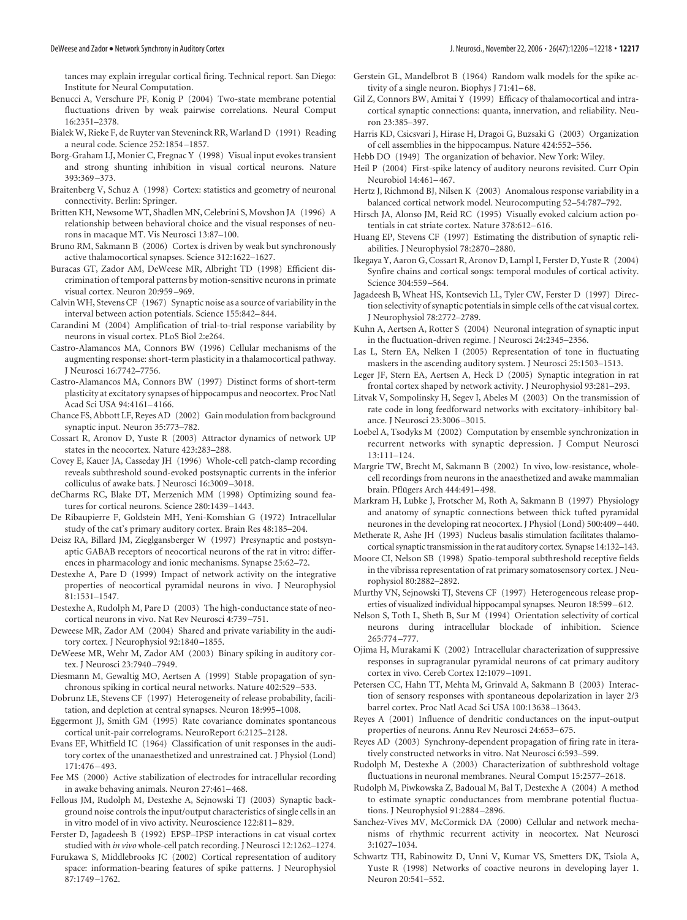tances may explain irregular cortical firing. Technical report. San Diego: Institute for Neural Computation.

Benucci A, Verschure PF, Konig P (2004) Two-state membrane potential fluctuations driven by weak pairwise correlations. Neural Comput 16:2351–2378.

Bialek W, Rieke F, de Ruyter van Steveninck RR, Warland D (1991) Reading a neural code. Science 252:1854–1857.

Borg-Graham LJ, Monier C, Fregnac Y (1998) Visual input evokes transient and strong shunting inhibition in visual cortical neurons. Nature 393:369–373.

Braitenberg V, Schuz A (1998) Cortex: statistics and geometry of neuronal connectivity. Berlin: Springer.

Britten KH, Newsome WT, Shadlen MN, Celebrini S, Movshon JA (1996) A relationship between behavioral choice and the visual responses of neurons in macaque MT. Vis Neurosci 13:87–100.

Bruno RM, Sakmann B (2006) Cortex is driven by weak but synchronously active thalamocortical synapses. Science 312:1622–1627.

Buracas GT, Zador AM, DeWeese MR, Albright TD (1998) Efficient discrimination of temporal patterns by motion-sensitive neurons in primate visual cortex. Neuron 20:959–969.

Calvin WH, Stevens CF (1967) Synaptic noise as a source of variability in the interval between action potentials. Science 155:842–844.

Carandini M (2004) Amplification of trial-to-trial response variability by neurons in visual cortex. PLoS Biol 2:e264.

Castro-Alamancos MA, Connors BW (1996) Cellular mechanisms of the augmenting response: short-term plasticity in a thalamocortical pathway. J Neurosci 16:7742–7756.

Castro-Alamancos MA, Connors BW (1997) Distinct forms of short-term plasticity at excitatory synapses of hippocampus and neocortex. Proc Natl Acad Sci USA 94:4161–4166.

Chance FS, Abbott LF, Reyes AD (2002) Gain modulation from background synaptic input. Neuron 35:773–782.

Cossart R, Aronov D, Yuste R (2003) Attractor dynamics of network UP states in the neocortex. Nature 423:283–288.

Covey E, Kauer JA, Casseday JH (1996) Whole-cell patch-clamp recording reveals subthreshold sound-evoked postsynaptic currents in the inferior colliculus of awake bats. J Neurosci 16:3009–3018.

deCharms RC, Blake DT, Merzenich MM (1998) Optimizing sound features for cortical neurons. Science 280:1439–1443.

De Ribaupierre F, Goldstein MH, Yeni-Komshian G (1972) Intracellular study of the cat's primary auditory cortex. Brain Res 48:185–204.

Deisz RA, Billard JM, Zieglgansberger W (1997) Presynaptic and postsynaptic GABAB receptors of neocortical neurons of the rat in vitro: differences in pharmacology and ionic mechanisms. Synapse 25:62–72.

Destexhe A, Pare D (1999) Impact of network activity on the integrative properties of neocortical pyramidal neurons in vivo. J Neurophysiol 81:1531–1547.

Destexhe A, Rudolph M, Pare D (2003) The high-conductance state of neocortical neurons in vivo. Nat Rev Neurosci 4:739–751.

Deweese MR, Zador AM (2004) Shared and private variability in the auditory cortex. J Neurophysiol 92:1840–1855.

DeWeese MR, Wehr M, Zador AM (2003) Binary spiking in auditory cortex. J Neurosci 23:7940–7949.

Diesmann M, Gewaltig MO, Aertsen A (1999) Stable propagation of synchronous spiking in cortical neural networks. Nature 402:529–533.

Dobrunz LE, Stevens CF (1997) Heterogeneity of release probability, facilitation, and depletion at central synapses. Neuron 18:995–1008.

Eggermont JJ, Smith GM (1995) Rate covariance dominates spontaneous cortical unit-pair correlograms. NeuroReport 6:2125–2128.

Evans EF, Whitfield IC (1964) Classification of unit responses in the auditory cortex of the unanaesthetized and unrestrained cat. J Physiol (Lond) 171:476–493.

Fee MS (2000) Active stabilization of electrodes for intracellular recording in awake behaving animals. Neuron 27:461–468.

Fellous JM, Rudolph M, Destexhe A, Sejnowski TJ (2003) Synaptic background noise controls the input/output characteristics of single cells in an in vitro model of in vivo activity. Neuroscience 122:811–829.

Ferster D, Jagadeesh B (1992) EPSP–IPSP interactions in cat visual cortex studied with *in vivo* whole-cell patch recording. J Neurosci 12:1262–1274.

Furukawa S, Middlebrooks JC (2002) Cortical representation of auditory space: information-bearing features of spike patterns. J Neurophysiol 87:1749–1762.

Gerstein GL, Mandelbrot B (1964) Random walk models for the spike activity of a single neuron. Biophys J 71:41–68.

Gil Z, Connors BW, Amitai Y (1999) Efficacy of thalamocortical and intracortical synaptic connections: quanta, innervation, and reliability. Neuron 23:385–397.

Harris KD, Csicsvari J, Hirase H, Dragoi G, Buzsaki G (2003) Organization of cell assemblies in the hippocampus. Nature 424:552–556.

Hebb DO (1949) The organization of behavior. New York: Wiley.

Heil P (2004) First-spike latency of auditory neurons revisited. Curr Opin Neurobiol 14:461–467.

Hertz J, Richmond BJ, Nilsen K (2003) Anomalous response variability in a balanced cortical network model. Neurocomputing 52–54:787–792.

Hirsch JA, Alonso JM, Reid RC (1995) Visually evoked calcium action potentials in cat striate cortex. Nature 378:612–616.

Huang EP, Stevens CF (1997) Estimating the distribution of synaptic reliabilities. J Neurophysiol 78:2870–2880.

Ikegaya Y, Aaron G, Cossart R, Aronov D, Lampl I, Ferster D, Yuste R (2004) Synfire chains and cortical songs: temporal modules of cortical activity. Science 304:559–564.

Jagadeesh B, Wheat HS, Kontsevich LL, Tyler CW, Ferster D (1997) Direction selectivity of synaptic potentials in simple cells of the cat visual cortex. J Neurophysiol 78:2772–2789.

Kuhn A, Aertsen A, Rotter S (2004) Neuronal integration of synaptic input in the fluctuation-driven regime. J Neurosci 24:2345–2356.

Las L, Stern EA, Nelken I (2005) Representation of tone in fluctuating maskers in the ascending auditory system. J Neurosci 25:1503–1513.

Leger JF, Stern EA, Aertsen A, Heck D (2005) Synaptic integration in rat frontal cortex shaped by network activity. J Neurophysiol 93:281–293.

Litvak V, Sompolinsky H, Segev I, Abeles M (2003) On the transmission of rate code in long feedforward networks with excitatory–inhibitory balance. J Neurosci 23:3006–3015.

Loebel A, Tsodyks M (2002) Computation by ensemble synchronization in recurrent networks with synaptic depression. J Comput Neurosci 13:111–124.

Margrie TW, Brecht M, Sakmann B (2002) In vivo, low-resistance, whole-cell recordings from neurons in the anaesthetized and awake mammalian brain. Pflügers Arch 444:491–498.

Markram H, Lubke J, Frotscher M, Roth A, Sakmann B (1997) Physiology and anatomy of synaptic connections between thick tufted pyramidal neurones in the developing rat neocortex. J Physiol (Lond) 500:409–440.

Metherate R, Ashe JH (1993) Nucleus basalis stimulation facilitates thalamocortical synaptic transmission in the rat auditory cortex. Synapse 14:132–143.

Moore CI, Nelson SB (1998) Spatio-temporal subthreshold receptive fields in the vibrissa representation of rat primary somatosensory cortex. J Neurophysiol 80:2882–2892.

Murthy VN, Sejnowski TJ, Stevens CF (1997) Heterogeneous release properties of visualized individual hippocampal synapses. Neuron 18:599–612.

Nelson S, Toth L, Sheth B, Sur M (1994) Orientation selectivity of cortical neurons during intracellular blockade of inhibition. Science 265:774–777.

Ojima H, Murakami K (2002) Intracellular characterization of suppressive responses in supragranular pyramidal neurons of cat primary auditory cortex in vivo. Cereb Cortex 12:1079–1091.

Petersen CC, Hahn TT, Mehta M, Grinvald A, Sakmann B (2003) Interaction of sensory responses with spontaneous depolarization in layer 2/3 barrel cortex. Proc Natl Acad Sci USA 100:13638–13643.

Reyes A (2001) Influence of dendritic conductances on the input-output properties of neurons. Annu Rev Neurosci 24:653–675.

Reyes AD (2003) Synchrony-dependent propagation of firing rate in iteratively constructed networks in vitro. Nat Neurosci 6:593–599.

Rudolph M, Destexhe A (2003) Characterization of subthreshold voltage fluctuations in neuronal membranes. Neural Comput 15:2577–2618.

Rudolph M, Piwkowska Z, Badoual M, Bal T, Destexhe A (2004) A method to estimate synaptic conductances from membrane potential fluctuations. J Neurophysiol 91:2884–2896.

Sanchez-Vives MV, McCormick DA (2000) Cellular and network mechanisms of rhythmic recurrent activity in neocortex. Nat Neurosci 3:1027–1034.

Schwartz TH, Rabinowitz D, Unni V, Kumar VS, Smetters DK, Tsiola A, Yuste R (1998) Networks of coactive neurons in developing layer 1. Neuron 20:541–552.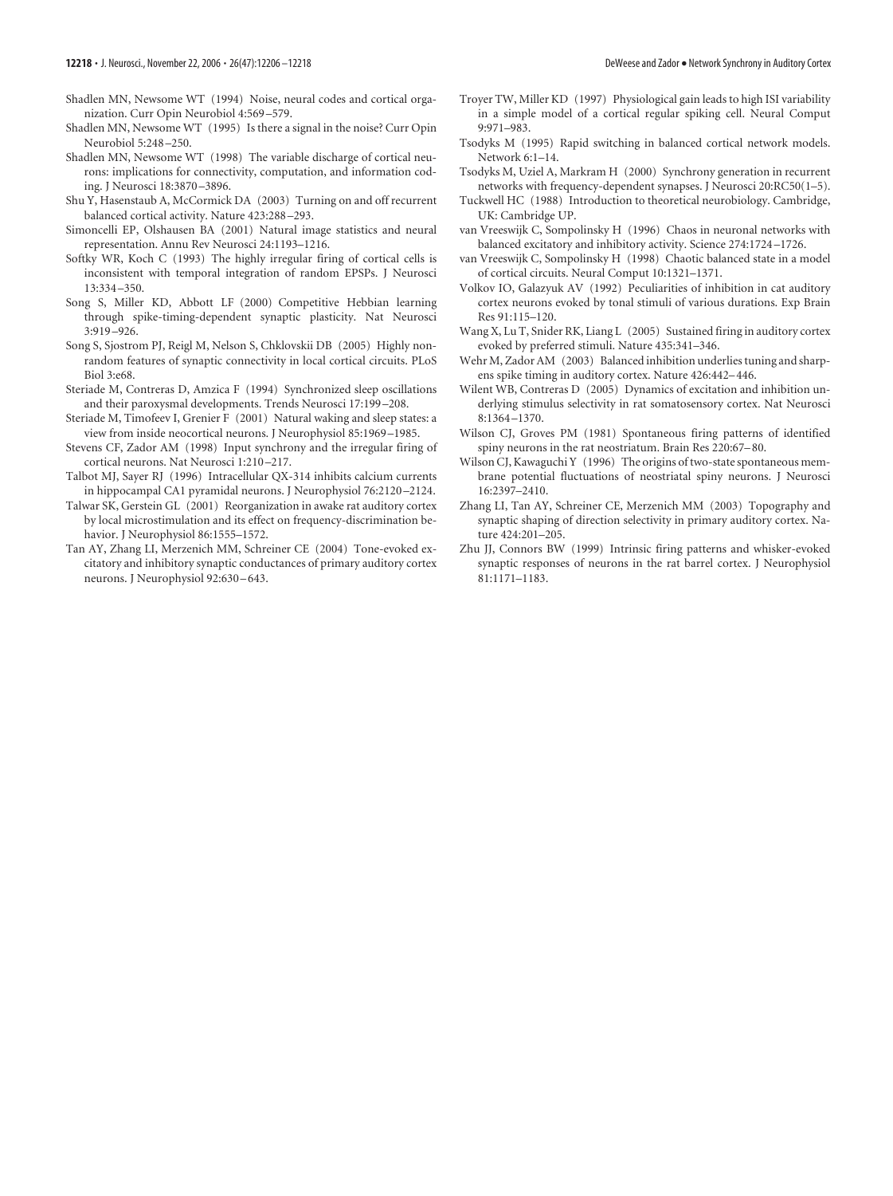Shadlen MN, Newsome WT (1994) Noise, neural codes and cortical organization. Curr Opin Neurobiol 4:569–579.

Shadlen MN, Newsome WT (1995) Is there a signal in the noise? Curr Opin Neurobiol 5:248–250.

Shadlen MN, Newsome WT (1998) The variable discharge of cortical neurons: implications for connectivity, computation, and information coding. J Neurosci 18:3870–3896.

Shu Y, Hasenstaub A, McCormick DA (2003) Turning on and off recurrent balanced cortical activity. Nature 423:288–293.

Simoncelli EP, Olshausen BA (2001) Natural image statistics and neural representation. Annu Rev Neurosci 24:1193–1216.

Softky WR, Koch C (1993) The highly irregular firing of cortical cells is inconsistent with temporal integration of random EPSPs. J Neurosci 13:334–350.

Song S, Miller KD, Abbott LF (2000) Competitive Hebbian learning through spike-timing-dependent synaptic plasticity. Nat Neurosci 3:919–926.

Song S, Sjostrom PJ, Reigl M, Nelson S, Chklovskii DB (2005) Highly nonrandom features of synaptic connectivity in local cortical circuits. PLoS Biol 3:e68.

Steriade M, Contreras D, Amzica F (1994) Synchronized sleep oscillations and their paroxysmal developments. Trends Neurosci 17:199–208.

Steriade M, Timofeev I, Grenier F (2001) Natural waking and sleep states: a view from inside neocortical neurons. J Neurophysiol 85:1969–1985.

Stevens CF, Zador AM (1998) Input synchrony and the irregular firing of cortical neurons. Nat Neurosci 1:210–217.

Talbot MJ, Sayer RJ (1996) Intracellular QX-314 inhibits calcium currents in hippocampal CA1 pyramidal neurons. J Neurophysiol 76:2120–2124.

Talwar SK, Gerstein GL (2001) Reorganization in awake rat auditory cortex by local microstimulation and its effect on frequency-discrimination behavior. J Neurophysiol 86:1555–1572.

Tan AY, Zhang LI, Merzenich MM, Schreiner CE (2004) Tone-evoked excitatory and inhibitory synaptic conductances of primary auditory cortex neurons. J Neurophysiol 92:630–643.

Troyer TW, Miller KD (1997) Physiological gain leads to high ISI variability in a simple model of a cortical regular spiking cell. Neural Comput 9:971–983.

Tsodyks M (1995) Rapid switching in balanced cortical network models. Network 6:1–14.

Tsodyks M, Uziel A, Markram H (2000) Synchrony generation in recurrent networks with frequency-dependent synapses. J Neurosci 20:RC50(1–5).

Tuckwell HC (1988) Introduction to theoretical neurobiology. Cambridge, UK: Cambridge UP.

van Vreeswijk C, Sompolinsky H (1996) Chaos in neuronal networks with balanced excitatory and inhibitory activity. Science 274:1724–1726.

van Vreeswijk C, Sompolinsky H (1998) Chaotic balanced state in a model of cortical circuits. Neural Comput 10:1321–1371.

Volkov IO, Galazyuk AV (1992) Peculiarities of inhibition in cat auditory cortex neurons evoked by tonal stimuli of various durations. Exp Brain Res 91:115–120.

Wang X, Lu T, Snider RK, Liang L (2005) Sustained firing in auditory cortex evoked by preferred stimuli. Nature 435:341–346.

Wehr M, Zador AM (2003) Balanced inhibition underlies tuning and sharpens spike timing in auditory cortex. Nature 426:442–446.

Wilent WB, Contreras D (2005) Dynamics of excitation and inhibition underlying stimulus selectivity in rat somatosensory cortex. Nat Neurosci 8:1364–1370.

Wilson CJ, Groves PM (1981) Spontaneous firing patterns of identified spiny neurons in the rat neostriatum. Brain Res 220:67–80.

Wilson CJ, Kawaguchi Y (1996) The origins of two-state spontaneous membrane potential fluctuations of neostriatal spiny neurons. J Neurosci 16:2397–2410.

Zhang LI, Tan AY, Schreiner CE, Merzenich MM (2003) Topography and synaptic shaping of direction selectivity in primary auditory cortex. Nature 424:201–205.

Zhu JJ, Connors BW (1999) Intrinsic firing patterns and whisker-evoked synaptic responses of neurons in the rat barrel cortex. J Neurophysiol 81:1171–1183.